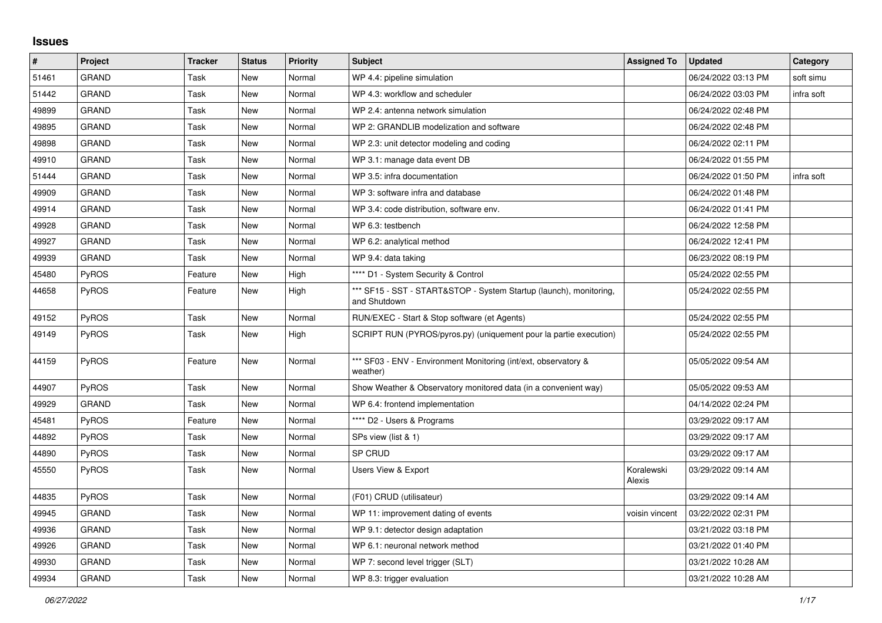# Issues

| # | Project | Tracker | Status | Priority | Subject | Assigned To | Updated | Category |
|---|---|---|---|---|---|---|---|---|
| 51461 | GRAND | Task | New | Normal | WP 4.4: pipeline simulation | | 06/24/2022 03:13 PM | soft simu |
| 51442 | GRAND | Task | New | Normal | WP 4.3: workflow and scheduler | | 06/24/2022 03:03 PM | infra soft |
| 49899 | GRAND | Task | New | Normal | WP 2.4: antenna network simulation | | 06/24/2022 02:48 PM | |
| 49895 | GRAND | Task | New | Normal | WP 2: GRANDLIB modelization and software | | 06/24/2022 02:48 PM | |
| 49898 | GRAND | Task | New | Normal | WP 2.3: unit detector modeling and coding | | 06/24/2022 02:11 PM | |
| 49910 | GRAND | Task | New | Normal | WP 3.1: manage data event DB | | 06/24/2022 01:55 PM | |
| 51444 | GRAND | Task | New | Normal | WP 3.5: infra documentation | | 06/24/2022 01:50 PM | infra soft |
| 49909 | GRAND | Task | New | Normal | WP 3: software infra and database | | 06/24/2022 01:48 PM | |
| 49914 | GRAND | Task | New | Normal | WP 3.4: code distribution, software env. | | 06/24/2022 01:41 PM | |
| 49928 | GRAND | Task | New | Normal | WP 6.3: testbench | | 06/24/2022 12:58 PM | |
| 49927 | GRAND | Task | New | Normal | WP 6.2: analytical method | | 06/24/2022 12:41 PM | |
| 49939 | GRAND | Task | New | Normal | WP 9.4: data taking | | 06/23/2022 08:19 PM | |
| 45480 | PyROS | Feature | New | High | **** D1 - System Security & Control | | 05/24/2022 02:55 PM | |
| 44658 | PyROS | Feature | New | High | *** SF15 - SST - START&STOP - System Startup (launch), monitoring, and Shutdown | | 05/24/2022 02:55 PM | |
| 49152 | PyROS | Task | New | Normal | RUN/EXEC - Start & Stop software (et Agents) | | 05/24/2022 02:55 PM | |
| 49149 | PyROS | Task | New | High | SCRIPT RUN (PYROS/pyros.py) (uniquement pour la partie execution) | | 05/24/2022 02:55 PM | |
| 44159 | PyROS | Feature | New | Normal | *** SF03 - ENV - Environment Monitoring (int/ext, observatory & weather) | | 05/05/2022 09:54 AM | |
| 44907 | PyROS | Task | New | Normal | Show Weather & Observatory monitored data (in a convenient way) | | 05/05/2022 09:53 AM | |
| 49929 | GRAND | Task | New | Normal | WP 6.4: frontend implementation | | 04/14/2022 02:24 PM | |
| 45481 | PyROS | Feature | New | Normal | **** D2 - Users & Programs | | 03/29/2022 09:17 AM | |
| 44892 | PyROS | Task | New | Normal | SPs view (list & 1) | | 03/29/2022 09:17 AM | |
| 44890 | PyROS | Task | New | Normal | SP CRUD | | 03/29/2022 09:17 AM | |
| 45550 | PyROS | Task | New | Normal | Users View & Export | Koralewski Alexis | 03/29/2022 09:14 AM | |
| 44835 | PyROS | Task | New | Normal | (F01) CRUD (utilisateur) | | 03/29/2022 09:14 AM | |
| 49945 | GRAND | Task | New | Normal | WP 11: improvement dating of events | voisin vincent | 03/22/2022 02:31 PM | |
| 49936 | GRAND | Task | New | Normal | WP 9.1: detector design adaptation | | 03/21/2022 03:18 PM | |
| 49926 | GRAND | Task | New | Normal | WP 6.1: neuronal network method | | 03/21/2022 01:40 PM | |
| 49930 | GRAND | Task | New | Normal | WP 7: second level trigger (SLT) | | 03/21/2022 10:28 AM | |
| 49934 | GRAND | Task | New | Normal | WP 8.3: trigger evaluation | | 03/21/2022 10:28 AM | |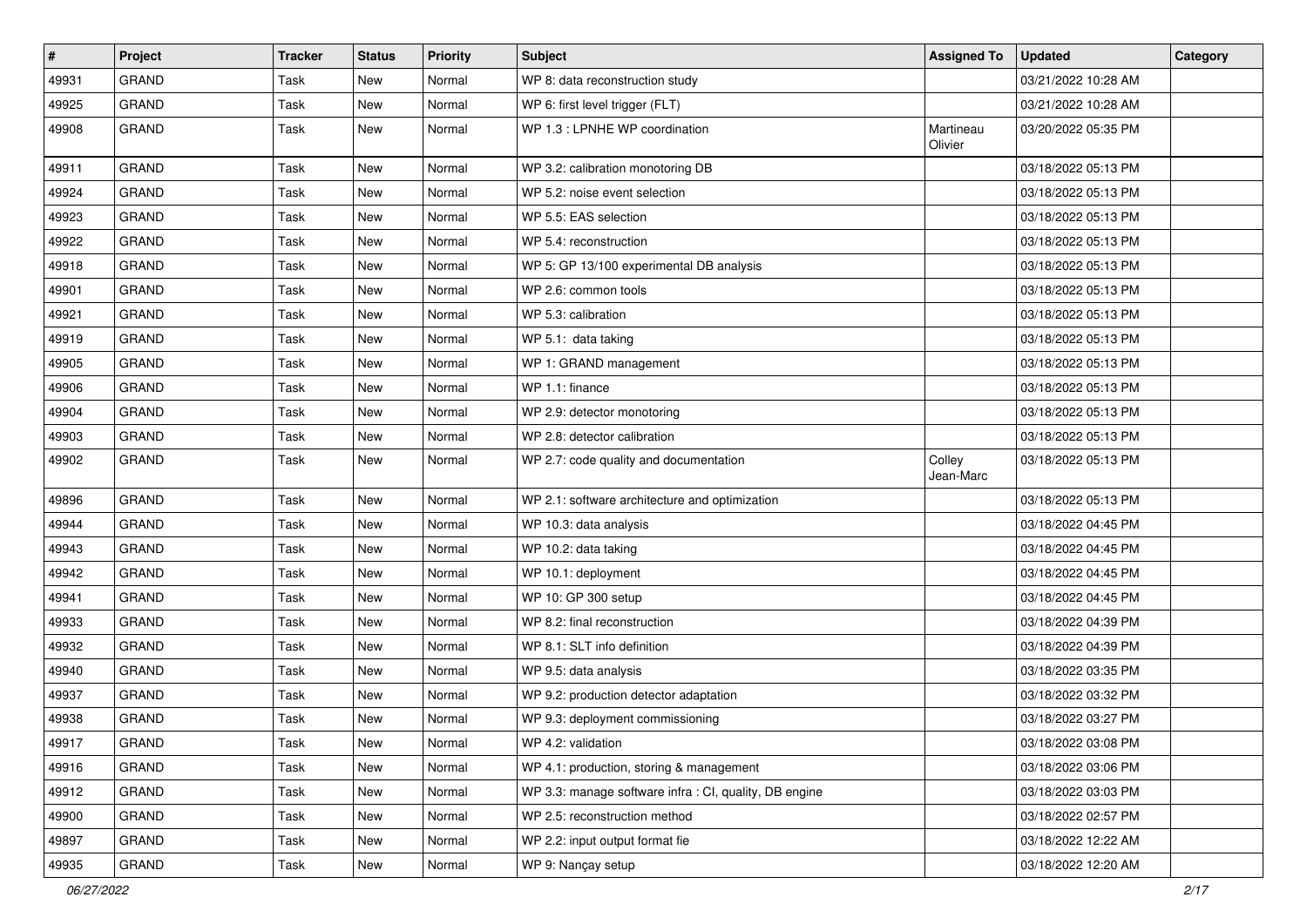| # | Project | Tracker | Status | Priority | Subject | Assigned To | Updated | Category |
|---|---|---|---|---|---|---|---|---|
| 49931 | GRAND | Task | New | Normal | WP 8: data reconstruction study | | 03/21/2022 10:28 AM | |
| 49925 | GRAND | Task | New | Normal | WP 6: first level trigger (FLT) | | 03/21/2022 10:28 AM | |
| 49908 | GRAND | Task | New | Normal | WP 1.3 : LPNHE WP coordination | Martineau Olivier | 03/20/2022 05:35 PM | |
| 49911 | GRAND | Task | New | Normal | WP 3.2: calibration monotoring DB | | 03/18/2022 05:13 PM | |
| 49924 | GRAND | Task | New | Normal | WP 5.2: noise event selection | | 03/18/2022 05:13 PM | |
| 49923 | GRAND | Task | New | Normal | WP 5.5: EAS selection | | 03/18/2022 05:13 PM | |
| 49922 | GRAND | Task | New | Normal | WP 5.4: reconstruction | | 03/18/2022 05:13 PM | |
| 49918 | GRAND | Task | New | Normal | WP 5: GP 13/100 experimental DB analysis | | 03/18/2022 05:13 PM | |
| 49901 | GRAND | Task | New | Normal | WP 2.6: common tools | | 03/18/2022 05:13 PM | |
| 49921 | GRAND | Task | New | Normal | WP 5.3: calibration | | 03/18/2022 05:13 PM | |
| 49919 | GRAND | Task | New | Normal | WP 5.1: data taking | | 03/18/2022 05:13 PM | |
| 49905 | GRAND | Task | New | Normal | WP 1: GRAND management | | 03/18/2022 05:13 PM | |
| 49906 | GRAND | Task | New | Normal | WP 1.1: finance | | 03/18/2022 05:13 PM | |
| 49904 | GRAND | Task | New | Normal | WP 2.9: detector monotoring | | 03/18/2022 05:13 PM | |
| 49903 | GRAND | Task | New | Normal | WP 2.8: detector calibration | | 03/18/2022 05:13 PM | |
| 49902 | GRAND | Task | New | Normal | WP 2.7: code quality and documentation | Colley Jean-Marc | 03/18/2022 05:13 PM | |
| 49896 | GRAND | Task | New | Normal | WP 2.1: software architecture and optimization | | 03/18/2022 05:13 PM | |
| 49944 | GRAND | Task | New | Normal | WP 10.3: data analysis | | 03/18/2022 04:45 PM | |
| 49943 | GRAND | Task | New | Normal | WP 10.2: data taking | | 03/18/2022 04:45 PM | |
| 49942 | GRAND | Task | New | Normal | WP 10.1: deployment | | 03/18/2022 04:45 PM | |
| 49941 | GRAND | Task | New | Normal | WP 10: GP 300 setup | | 03/18/2022 04:45 PM | |
| 49933 | GRAND | Task | New | Normal | WP 8.2: final reconstruction | | 03/18/2022 04:39 PM | |
| 49932 | GRAND | Task | New | Normal | WP 8.1: SLT info definition | | 03/18/2022 04:39 PM | |
| 49940 | GRAND | Task | New | Normal | WP 9.5: data analysis | | 03/18/2022 03:35 PM | |
| 49937 | GRAND | Task | New | Normal | WP 9.2: production detector adaptation | | 03/18/2022 03:32 PM | |
| 49938 | GRAND | Task | New | Normal | WP 9.3: deployment commissioning | | 03/18/2022 03:27 PM | |
| 49917 | GRAND | Task | New | Normal | WP 4.2: validation | | 03/18/2022 03:08 PM | |
| 49916 | GRAND | Task | New | Normal | WP 4.1: production, storing & management | | 03/18/2022 03:06 PM | |
| 49912 | GRAND | Task | New | Normal | WP 3.3: manage software infra : CI, quality, DB engine | | 03/18/2022 03:03 PM | |
| 49900 | GRAND | Task | New | Normal | WP 2.5: reconstruction method | | 03/18/2022 02:57 PM | |
| 49897 | GRAND | Task | New | Normal | WP 2.2: input output format fie | | 03/18/2022 12:22 AM | |
| 49935 | GRAND | Task | New | Normal | WP 9: Nançay setup | | 03/18/2022 12:20 AM | |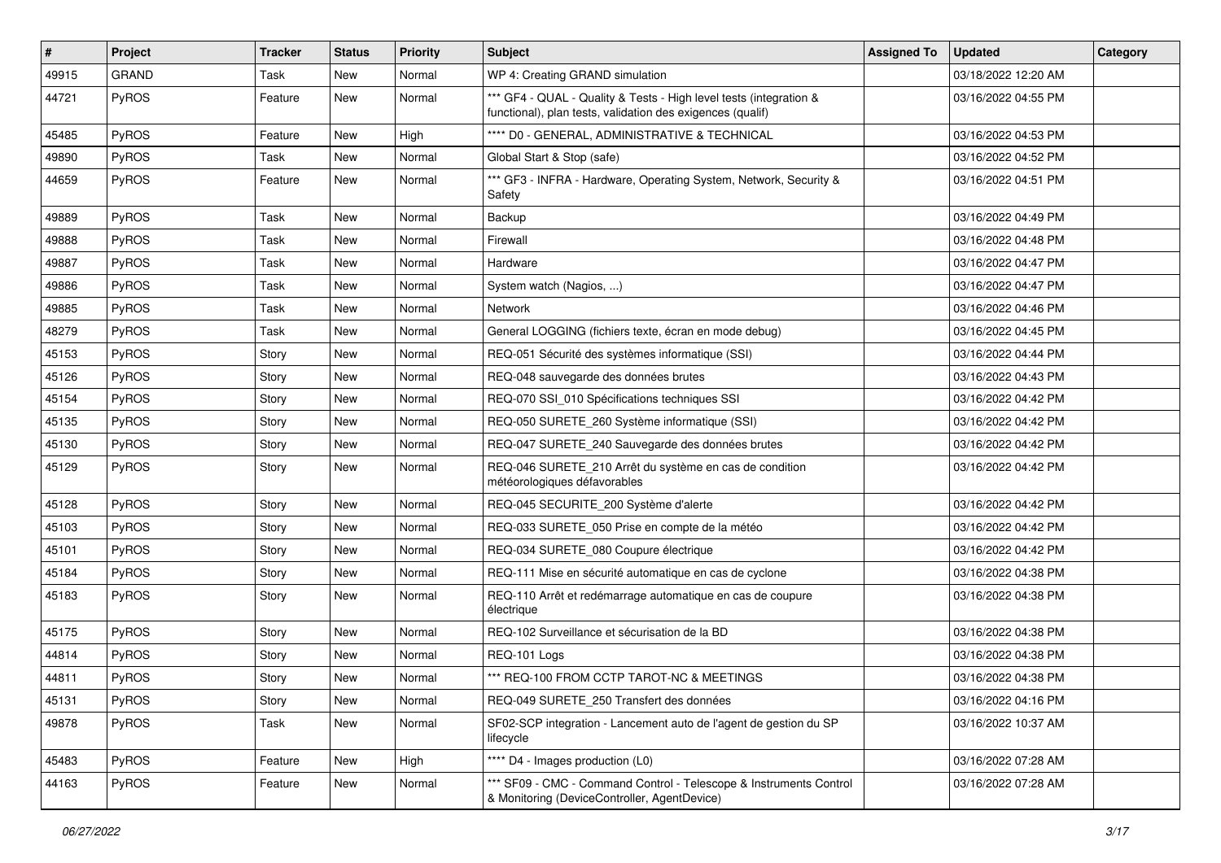| # | Project | Tracker | Status | Priority | Subject | Assigned To | Updated | Category |
|---|---|---|---|---|---|---|---|---|
| 49915 | GRAND | Task | New | Normal | WP 4: Creating GRAND simulation | | 03/18/2022 12:20 AM | |
| 44721 | PyROS | Feature | New | Normal | *** GF4 - QUAL - Quality & Tests - High level tests (integration & functional), plan tests, validation des exigences (qualif) | | 03/16/2022 04:55 PM | |
| 45485 | PyROS | Feature | New | High | **** D0 - GENERAL, ADMINISTRATIVE & TECHNICAL | | 03/16/2022 04:53 PM | |
| 49890 | PyROS | Task | New | Normal | Global Start & Stop (safe) | | 03/16/2022 04:52 PM | |
| 44659 | PyROS | Feature | New | Normal | *** GF3 - INFRA - Hardware, Operating System, Network, Security & Safety | | 03/16/2022 04:51 PM | |
| 49889 | PyROS | Task | New | Normal | Backup | | 03/16/2022 04:49 PM | |
| 49888 | PyROS | Task | New | Normal | Firewall | | 03/16/2022 04:48 PM | |
| 49887 | PyROS | Task | New | Normal | Hardware | | 03/16/2022 04:47 PM | |
| 49886 | PyROS | Task | New | Normal | System watch (Nagios, ...) | | 03/16/2022 04:47 PM | |
| 49885 | PyROS | Task | New | Normal | Network | | 03/16/2022 04:46 PM | |
| 48279 | PyROS | Task | New | Normal | General LOGGING (fichiers texte, écran en mode debug) | | 03/16/2022 04:45 PM | |
| 45153 | PyROS | Story | New | Normal | REQ-051 Sécurité des systèmes informatique (SSI) | | 03/16/2022 04:44 PM | |
| 45126 | PyROS | Story | New | Normal | REQ-048 sauvegarde des données brutes | | 03/16/2022 04:43 PM | |
| 45154 | PyROS | Story | New | Normal | REQ-070 SSI_010 Spécifications techniques SSI | | 03/16/2022 04:42 PM | |
| 45135 | PyROS | Story | New | Normal | REQ-050 SURETE_260 Système informatique (SSI) | | 03/16/2022 04:42 PM | |
| 45130 | PyROS | Story | New | Normal | REQ-047 SURETE_240 Sauvegarde des données brutes | | 03/16/2022 04:42 PM | |
| 45129 | PyROS | Story | New | Normal | REQ-046 SURETE_210 Arrêt du système en cas de condition météorologiques défavorables | | 03/16/2022 04:42 PM | |
| 45128 | PyROS | Story | New | Normal | REQ-045 SECURITE_200 Système d'alerte | | 03/16/2022 04:42 PM | |
| 45103 | PyROS | Story | New | Normal | REQ-033 SURETE_050 Prise en compte de la météo | | 03/16/2022 04:42 PM | |
| 45101 | PyROS | Story | New | Normal | REQ-034 SURETE_080 Coupure électrique | | 03/16/2022 04:42 PM | |
| 45184 | PyROS | Story | New | Normal | REQ-111 Mise en sécurité automatique en cas de cyclone | | 03/16/2022 04:38 PM | |
| 45183 | PyROS | Story | New | Normal | REQ-110 Arrêt et redémarrage automatique en cas de coupure électrique | | 03/16/2022 04:38 PM | |
| 45175 | PyROS | Story | New | Normal | REQ-102 Surveillance et sécurisation de la BD | | 03/16/2022 04:38 PM | |
| 44814 | PyROS | Story | New | Normal | REQ-101 Logs | | 03/16/2022 04:38 PM | |
| 44811 | PyROS | Story | New | Normal | *** REQ-100 FROM CCTP TAROT-NC & MEETINGS | | 03/16/2022 04:38 PM | |
| 45131 | PyROS | Story | New | Normal | REQ-049 SURETE_250 Transfert des données | | 03/16/2022 04:16 PM | |
| 49878 | PyROS | Task | New | Normal | SF02-SCP integration - Lancement auto de l'agent de gestion du SP lifecycle | | 03/16/2022 10:37 AM | |
| 45483 | PyROS | Feature | New | High | **** D4 - Images production (L0) | | 03/16/2022 07:28 AM | |
| 44163 | PyROS | Feature | New | Normal | *** SF09 - CMC - Command Control - Telescope & Instruments Control & Monitoring (DeviceController, AgentDevice) | | 03/16/2022 07:28 AM | |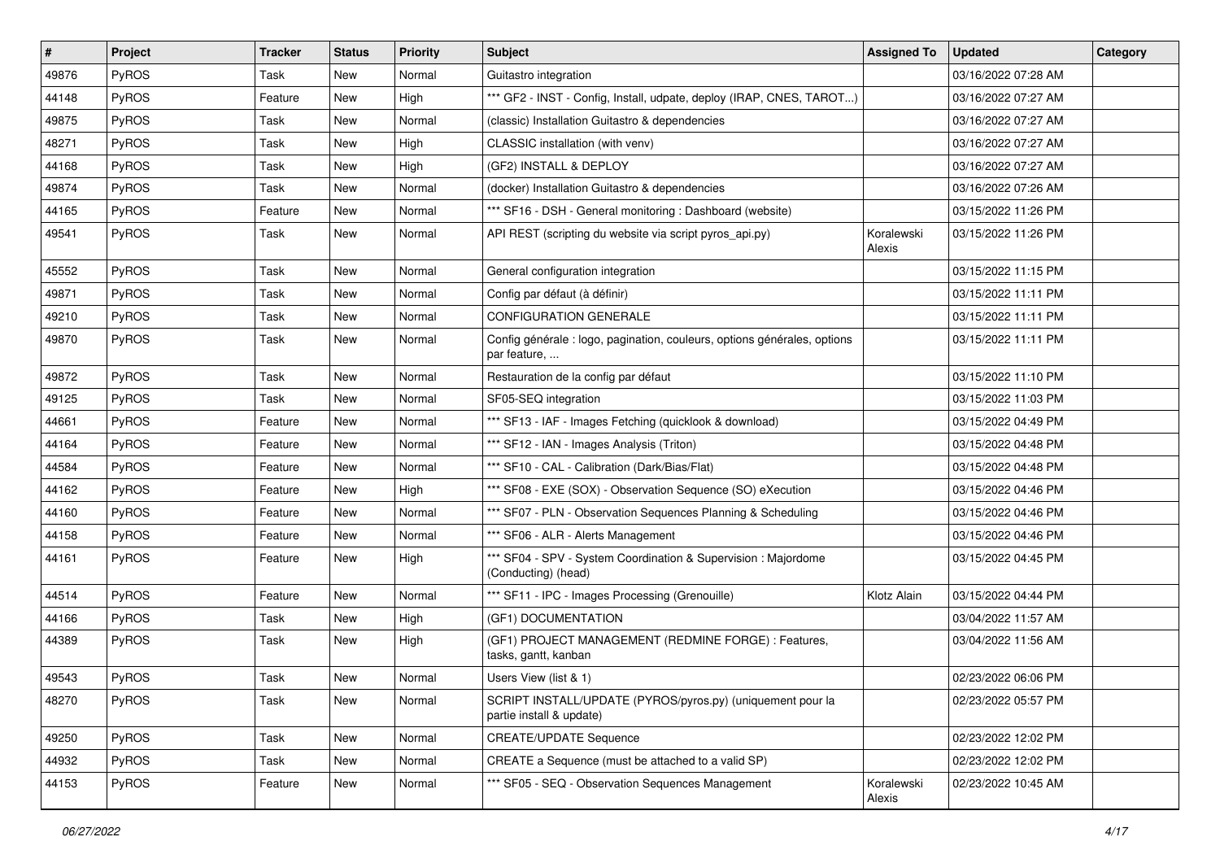| # | Project | Tracker | Status | Priority | Subject | Assigned To | Updated | Category |
|---|---|---|---|---|---|---|---|---|
| 49876 | PyROS | Task | New | Normal | Guitastro integration | | 03/16/2022 07:28 AM | |
| 44148 | PyROS | Feature | New | High | *** GF2 - INST - Config, Install, udpate, deploy (IRAP, CNES, TAROT...) | | 03/16/2022 07:27 AM | |
| 49875 | PyROS | Task | New | Normal | (classic) Installation Guitastro & dependencies | | 03/16/2022 07:27 AM | |
| 48271 | PyROS | Task | New | High | CLASSIC installation (with venv) | | 03/16/2022 07:27 AM | |
| 44168 | PyROS | Task | New | High | (GF2) INSTALL & DEPLOY | | 03/16/2022 07:27 AM | |
| 49874 | PyROS | Task | New | Normal | (docker) Installation Guitastro & dependencies | | 03/16/2022 07:26 AM | |
| 44165 | PyROS | Feature | New | Normal | *** SF16 - DSH - General monitoring : Dashboard (website) | | 03/15/2022 11:26 PM | |
| 49541 | PyROS | Task | New | Normal | API REST (scripting du website via script pyros_api.py) | Koralewski Alexis | 03/15/2022 11:26 PM | |
| 45552 | PyROS | Task | New | Normal | General configuration integration | | 03/15/2022 11:15 PM | |
| 49871 | PyROS | Task | New | Normal | Config par défaut (à définir) | | 03/15/2022 11:11 PM | |
| 49210 | PyROS | Task | New | Normal | CONFIGURATION GENERALE | | 03/15/2022 11:11 PM | |
| 49870 | PyROS | Task | New | Normal | Config générale : logo, pagination, couleurs, options générales, options par feature, ... | | 03/15/2022 11:11 PM | |
| 49872 | PyROS | Task | New | Normal | Restauration de la config par défaut | | 03/15/2022 11:10 PM | |
| 49125 | PyROS | Task | New | Normal | SF05-SEQ integration | | 03/15/2022 11:03 PM | |
| 44661 | PyROS | Feature | New | Normal | *** SF13 - IAF - Images Fetching (quicklook & download) | | 03/15/2022 04:49 PM | |
| 44164 | PyROS | Feature | New | Normal | *** SF12 - IAN - Images Analysis (Triton) | | 03/15/2022 04:48 PM | |
| 44584 | PyROS | Feature | New | Normal | *** SF10 - CAL - Calibration (Dark/Bias/Flat) | | 03/15/2022 04:48 PM | |
| 44162 | PyROS | Feature | New | High | *** SF08 - EXE (SOX) - Observation Sequence (SO) eXecution | | 03/15/2022 04:46 PM | |
| 44160 | PyROS | Feature | New | Normal | *** SF07 - PLN - Observation Sequences Planning & Scheduling | | 03/15/2022 04:46 PM | |
| 44158 | PyROS | Feature | New | Normal | *** SF06 - ALR - Alerts Management | | 03/15/2022 04:46 PM | |
| 44161 | PyROS | Feature | New | High | *** SF04 - SPV - System Coordination & Supervision : Majordome (Conducting) (head) | | 03/15/2022 04:45 PM | |
| 44514 | PyROS | Feature | New | Normal | *** SF11 - IPC - Images Processing (Grenouille) | Klotz Alain | 03/15/2022 04:44 PM | |
| 44166 | PyROS | Task | New | High | (GF1) DOCUMENTATION | | 03/04/2022 11:57 AM | |
| 44389 | PyROS | Task | New | High | (GF1) PROJECT MANAGEMENT (REDMINE FORGE) : Features, tasks, gantt, kanban | | 03/04/2022 11:56 AM | |
| 49543 | PyROS | Task | New | Normal | Users View (list & 1) | | 02/23/2022 06:06 PM | |
| 48270 | PyROS | Task | New | Normal | SCRIPT INSTALL/UPDATE (PYROS/pyros.py) (uniquement pour la partie install & update) | | 02/23/2022 05:57 PM | |
| 49250 | PyROS | Task | New | Normal | CREATE/UPDATE Sequence | | 02/23/2022 12:02 PM | |
| 44932 | PyROS | Task | New | Normal | CREATE a Sequence (must be attached to a valid SP) | | 02/23/2022 12:02 PM | |
| 44153 | PyROS | Feature | New | Normal | *** SF05 - SEQ - Observation Sequences Management | Koralewski Alexis | 02/23/2022 10:45 AM | |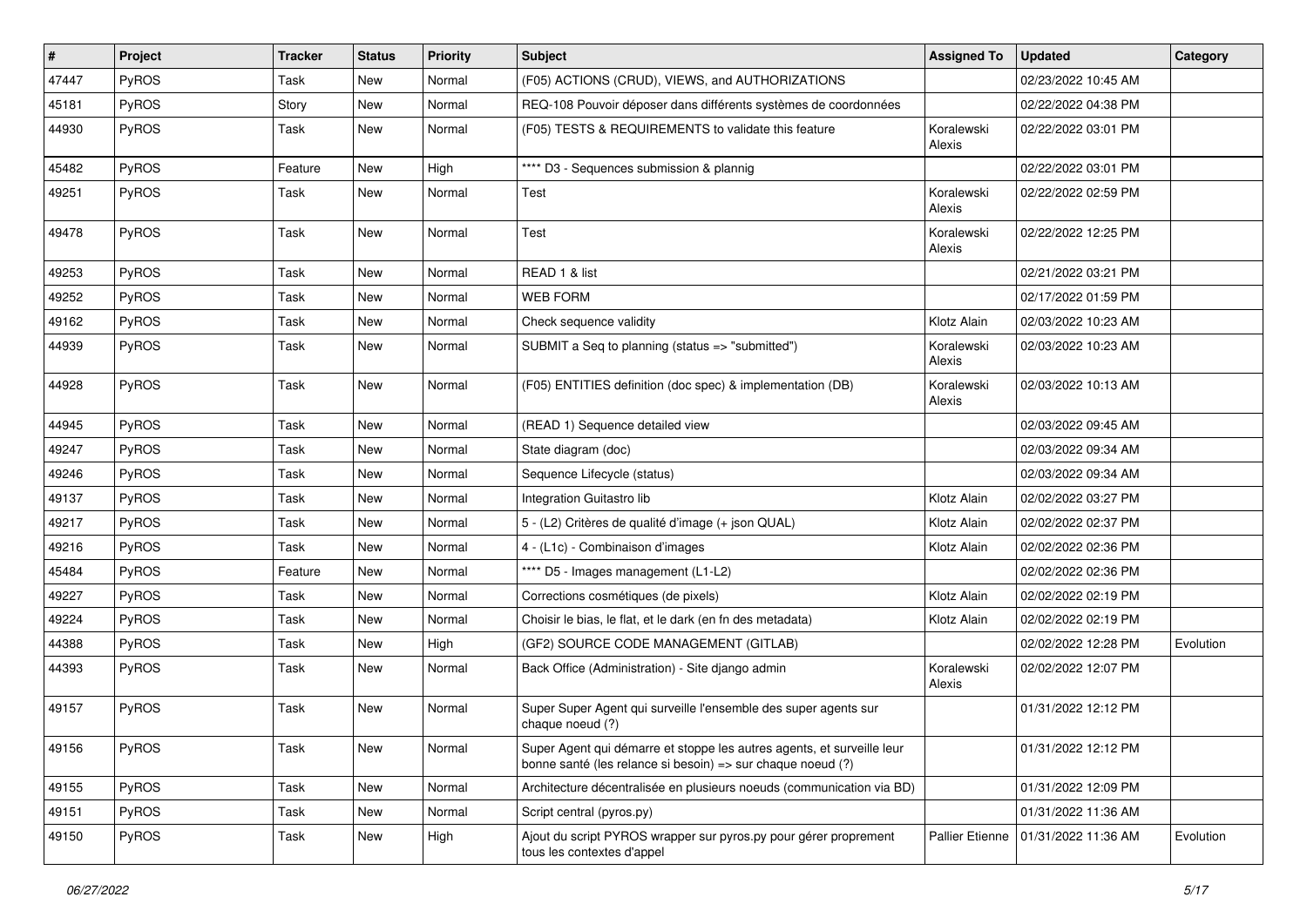| # | Project | Tracker | Status | Priority | Subject | Assigned To | Updated | Category |
|---|---|---|---|---|---|---|---|---|
| 47447 | PyROS | Task | New | Normal | (F05) ACTIONS (CRUD), VIEWS, and AUTHORIZATIONS | | 02/23/2022 10:45 AM | |
| 45181 | PyROS | Story | New | Normal | REQ-108 Pouvoir déposer dans différents systèmes de coordonnées | | 02/22/2022 04:38 PM | |
| 44930 | PyROS | Task | New | Normal | (F05) TESTS & REQUIREMENTS to validate this feature | Koralewski Alexis | 02/22/2022 03:01 PM | |
| 45482 | PyROS | Feature | New | High | **** D3 - Sequences submission & plannig | | 02/22/2022 03:01 PM | |
| 49251 | PyROS | Task | New | Normal | Test | Koralewski Alexis | 02/22/2022 02:59 PM | |
| 49478 | PyROS | Task | New | Normal | Test | Koralewski Alexis | 02/22/2022 12:25 PM | |
| 49253 | PyROS | Task | New | Normal | READ 1 & list | | 02/21/2022 03:21 PM | |
| 49252 | PyROS | Task | New | Normal | WEB FORM | | 02/17/2022 01:59 PM | |
| 49162 | PyROS | Task | New | Normal | Check sequence validity | Klotz Alain | 02/03/2022 10:23 AM | |
| 44939 | PyROS | Task | New | Normal | SUBMIT a Seq to planning (status => "submitted") | Koralewski Alexis | 02/03/2022 10:23 AM | |
| 44928 | PyROS | Task | New | Normal | (F05) ENTITIES definition (doc spec) & implementation (DB) | Koralewski Alexis | 02/03/2022 10:13 AM | |
| 44945 | PyROS | Task | New | Normal | (READ 1) Sequence detailed view | | 02/03/2022 09:45 AM | |
| 49247 | PyROS | Task | New | Normal | State diagram (doc) | | 02/03/2022 09:34 AM | |
| 49246 | PyROS | Task | New | Normal | Sequence Lifecycle (status) | | 02/03/2022 09:34 AM | |
| 49137 | PyROS | Task | New | Normal | Integration Guitastro lib | Klotz Alain | 02/02/2022 03:27 PM | |
| 49217 | PyROS | Task | New | Normal | 5 - (L2) Critères de qualité d'image (+ json QUAL) | Klotz Alain | 02/02/2022 02:37 PM | |
| 49216 | PyROS | Task | New | Normal | 4 - (L1c) - Combinaison d'images | Klotz Alain | 02/02/2022 02:36 PM | |
| 45484 | PyROS | Feature | New | Normal | **** D5 - Images management (L1-L2) | | 02/02/2022 02:36 PM | |
| 49227 | PyROS | Task | New | Normal | Corrections cosmétiques (de pixels) | Klotz Alain | 02/02/2022 02:19 PM | |
| 49224 | PyROS | Task | New | Normal | Choisir le bias, le flat, et le dark (en fn des metadata) | Klotz Alain | 02/02/2022 02:19 PM | |
| 44388 | PyROS | Task | New | High | (GF2) SOURCE CODE MANAGEMENT (GITLAB) | | 02/02/2022 12:28 PM | Evolution |
| 44393 | PyROS | Task | New | Normal | Back Office (Administration) - Site django admin | Koralewski Alexis | 02/02/2022 12:07 PM | |
| 49157 | PyROS | Task | New | Normal | Super Super Agent qui surveille l'ensemble des super agents sur chaque noeud (?) | | 01/31/2022 12:12 PM | |
| 49156 | PyROS | Task | New | Normal | Super Agent qui démarre et stoppe les autres agents, et surveille leur bonne santé (les relance si besoin) => sur chaque noeud (?) | | 01/31/2022 12:12 PM | |
| 49155 | PyROS | Task | New | Normal | Architecture décentralisée en plusieurs noeuds (communication via BD) | | 01/31/2022 12:09 PM | |
| 49151 | PyROS | Task | New | Normal | Script central (pyros.py) | | 01/31/2022 11:36 AM | |
| 49150 | PyROS | Task | New | High | Ajout du script PYROS wrapper sur pyros.py pour gérer proprement tous les contextes d'appel | Pallier Etienne | 01/31/2022 11:36 AM | Evolution |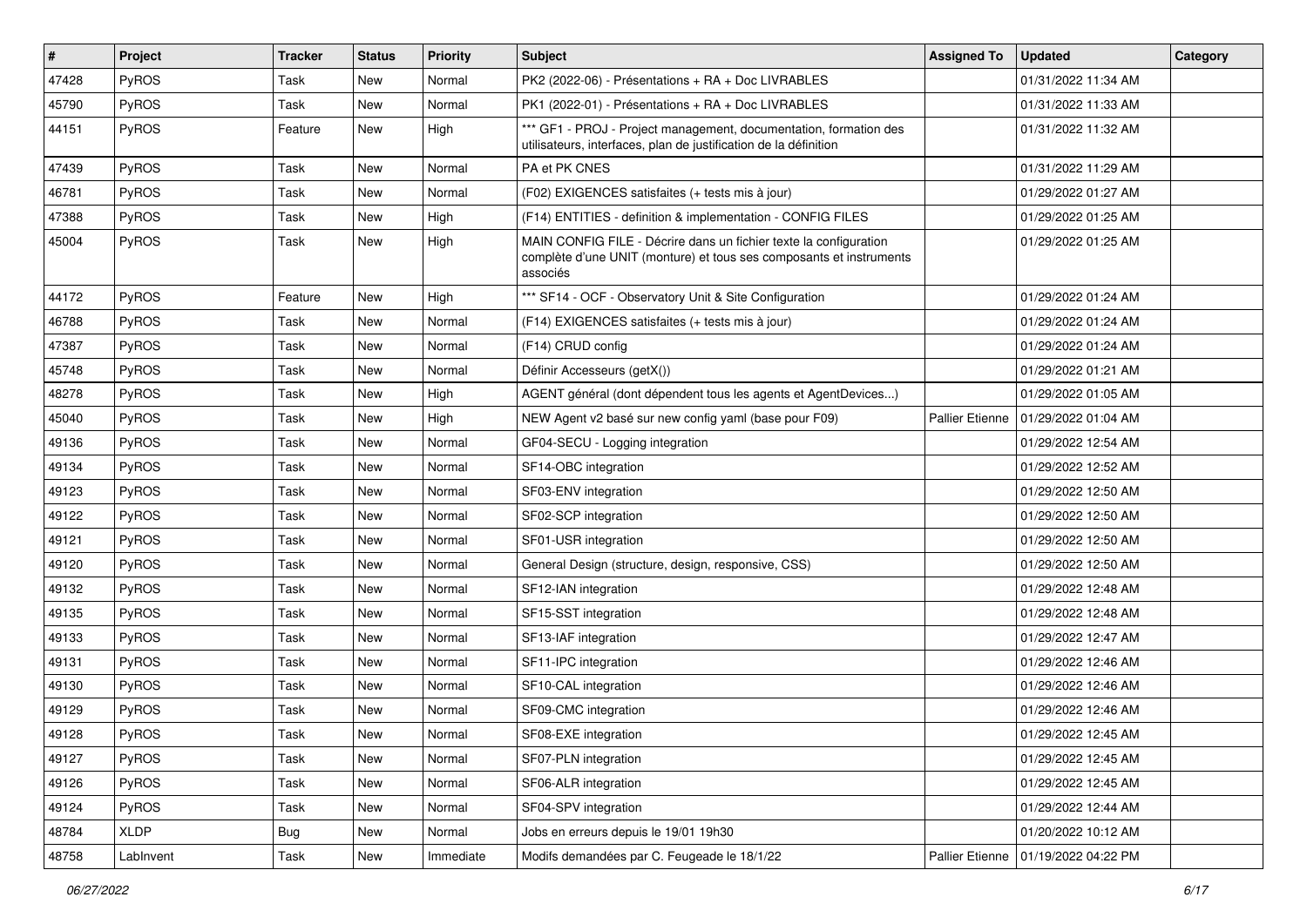| # | Project | Tracker | Status | Priority | Subject | Assigned To | Updated | Category |
|---|---|---|---|---|---|---|---|---|
| 47428 | PyROS | Task | New | Normal | PK2 (2022-06) - Présentations + RA + Doc LIVRABLES | | 01/31/2022 11:34 AM | |
| 45790 | PyROS | Task | New | Normal | PK1 (2022-01) - Présentations + RA + Doc LIVRABLES | | 01/31/2022 11:33 AM | |
| 44151 | PyROS | Feature | New | High | *** GF1 - PROJ - Project management, documentation, formation des utilisateurs, interfaces, plan de justification de la définition | | 01/31/2022 11:32 AM | |
| 47439 | PyROS | Task | New | Normal | PA et PK CNES | | 01/31/2022 11:29 AM | |
| 46781 | PyROS | Task | New | Normal | (F02) EXIGENCES satisfaites (+ tests mis à jour) | | 01/29/2022 01:27 AM | |
| 47388 | PyROS | Task | New | High | (F14) ENTITIES - definition & implementation - CONFIG FILES | | 01/29/2022 01:25 AM | |
| 45004 | PyROS | Task | New | High | MAIN CONFIG FILE - Décrire dans un fichier texte la configuration complète d'une UNIT (monture) et tous ses composants et instruments associés | | 01/29/2022 01:25 AM | |
| 44172 | PyROS | Feature | New | High | *** SF14 - OCF - Observatory Unit & Site Configuration | | 01/29/2022 01:24 AM | |
| 46788 | PyROS | Task | New | Normal | (F14) EXIGENCES satisfaites (+ tests mis à jour) | | 01/29/2022 01:24 AM | |
| 47387 | PyROS | Task | New | Normal | (F14) CRUD config | | 01/29/2022 01:24 AM | |
| 45748 | PyROS | Task | New | Normal | Définir Accesseurs (getX()) | | 01/29/2022 01:21 AM | |
| 48278 | PyROS | Task | New | High | AGENT général (dont dépendent tous les agents et AgentDevices...) | | 01/29/2022 01:05 AM | |
| 45040 | PyROS | Task | New | High | NEW Agent v2 basé sur new config yaml (base pour F09) | Pallier Etienne | 01/29/2022 01:04 AM | |
| 49136 | PyROS | Task | New | Normal | GF04-SECU - Logging integration | | 01/29/2022 12:54 AM | |
| 49134 | PyROS | Task | New | Normal | SF14-OBC integration | | 01/29/2022 12:52 AM | |
| 49123 | PyROS | Task | New | Normal | SF03-ENV integration | | 01/29/2022 12:50 AM | |
| 49122 | PyROS | Task | New | Normal | SF02-SCP integration | | 01/29/2022 12:50 AM | |
| 49121 | PyROS | Task | New | Normal | SF01-USR integration | | 01/29/2022 12:50 AM | |
| 49120 | PyROS | Task | New | Normal | General Design (structure, design, responsive, CSS) | | 01/29/2022 12:50 AM | |
| 49132 | PyROS | Task | New | Normal | SF12-IAN integration | | 01/29/2022 12:48 AM | |
| 49135 | PyROS | Task | New | Normal | SF15-SST integration | | 01/29/2022 12:48 AM | |
| 49133 | PyROS | Task | New | Normal | SF13-IAF integration | | 01/29/2022 12:47 AM | |
| 49131 | PyROS | Task | New | Normal | SF11-IPC integration | | 01/29/2022 12:46 AM | |
| 49130 | PyROS | Task | New | Normal | SF10-CAL integration | | 01/29/2022 12:46 AM | |
| 49129 | PyROS | Task | New | Normal | SF09-CMC integration | | 01/29/2022 12:46 AM | |
| 49128 | PyROS | Task | New | Normal | SF08-EXE integration | | 01/29/2022 12:45 AM | |
| 49127 | PyROS | Task | New | Normal | SF07-PLN integration | | 01/29/2022 12:45 AM | |
| 49126 | PyROS | Task | New | Normal | SF06-ALR integration | | 01/29/2022 12:45 AM | |
| 49124 | PyROS | Task | New | Normal | SF04-SPV integration | | 01/29/2022 12:44 AM | |
| 48784 | XLDP | Bug | New | Normal | Jobs en erreurs depuis le 19/01 19h30 | | 01/20/2022 10:12 AM | |
| 48758 | LabInvent | Task | New | Immediate | Modifs demandées par C. Feugeade le 18/1/22 | Pallier Etienne | 01/19/2022 04:22 PM | |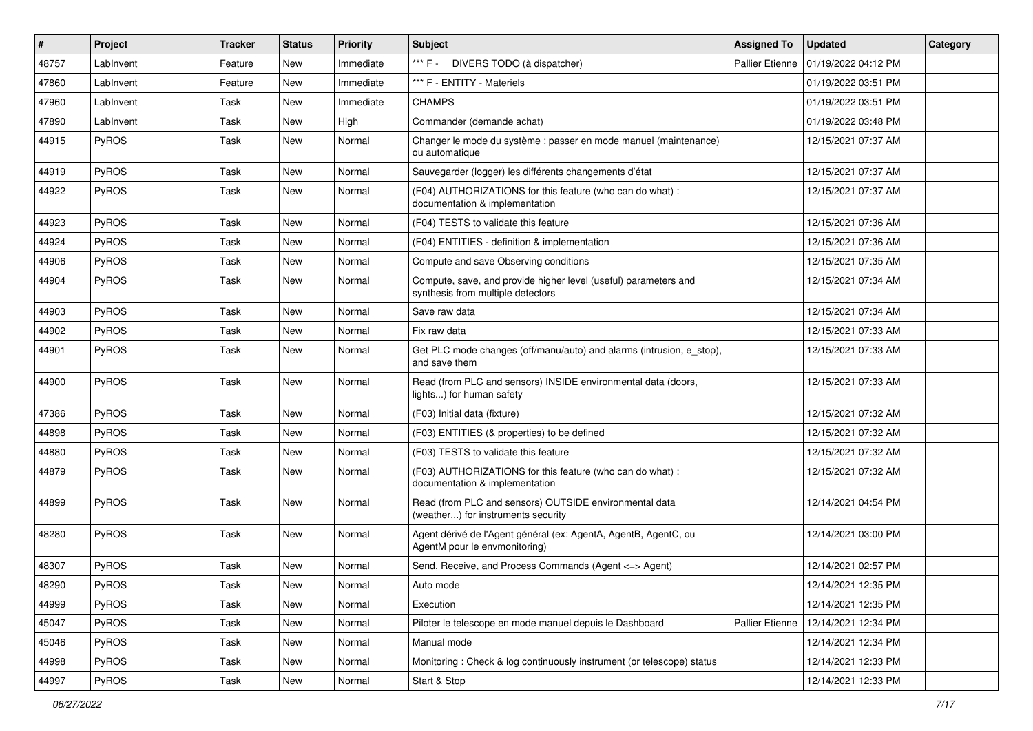| # | Project | Tracker | Status | Priority | Subject | Assigned To | Updated | Category |
|---|---|---|---|---|---|---|---|---|
| 48757 | LabInvent | Feature | New | Immediate | *** F - DIVERS TODO (à dispatcher) | Pallier Etienne | 01/19/2022 04:12 PM | |
| 47860 | LabInvent | Feature | New | Immediate | *** F - ENTITY - Materiels | | 01/19/2022 03:51 PM | |
| 47960 | LabInvent | Task | New | Immediate | CHAMPS | | 01/19/2022 03:51 PM | |
| 47890 | LabInvent | Task | New | High | Commander (demande achat) | | 01/19/2022 03:48 PM | |
| 44915 | PyROS | Task | New | Normal | Changer le mode du système : passer en mode manuel (maintenance) ou automatique | | 12/15/2021 07:37 AM | |
| 44919 | PyROS | Task | New | Normal | Sauvegarder (logger) les différents changements d'état | | 12/15/2021 07:37 AM | |
| 44922 | PyROS | Task | New | Normal | (F04) AUTHORIZATIONS for this feature (who can do what) : documentation & implementation | | 12/15/2021 07:37 AM | |
| 44923 | PyROS | Task | New | Normal | (F04) TESTS to validate this feature | | 12/15/2021 07:36 AM | |
| 44924 | PyROS | Task | New | Normal | (F04) ENTITIES - definition & implementation | | 12/15/2021 07:36 AM | |
| 44906 | PyROS | Task | New | Normal | Compute and save Observing conditions | | 12/15/2021 07:35 AM | |
| 44904 | PyROS | Task | New | Normal | Compute, save, and provide higher level (useful) parameters and synthesis from multiple detectors | | 12/15/2021 07:34 AM | |
| 44903 | PyROS | Task | New | Normal | Save raw data | | 12/15/2021 07:34 AM | |
| 44902 | PyROS | Task | New | Normal | Fix raw data | | 12/15/2021 07:33 AM | |
| 44901 | PyROS | Task | New | Normal | Get PLC mode changes (off/manu/auto) and alarms (intrusion, e_stop), and save them | | 12/15/2021 07:33 AM | |
| 44900 | PyROS | Task | New | Normal | Read (from PLC and sensors) INSIDE environmental data (doors, lights...) for human safety | | 12/15/2021 07:33 AM | |
| 47386 | PyROS | Task | New | Normal | (F03) Initial data (fixture) | | 12/15/2021 07:32 AM | |
| 44898 | PyROS | Task | New | Normal | (F03) ENTITIES (& properties) to be defined | | 12/15/2021 07:32 AM | |
| 44880 | PyROS | Task | New | Normal | (F03) TESTS to validate this feature | | 12/15/2021 07:32 AM | |
| 44879 | PyROS | Task | New | Normal | (F03) AUTHORIZATIONS for this feature (who can do what) : documentation & implementation | | 12/15/2021 07:32 AM | |
| 44899 | PyROS | Task | New | Normal | Read (from PLC and sensors) OUTSIDE environmental data (weather...) for instruments security | | 12/14/2021 04:54 PM | |
| 48280 | PyROS | Task | New | Normal | Agent dérivé de l'Agent général (ex: AgentA, AgentB, AgentC, ou AgentM pour le envmonitoring) | | 12/14/2021 03:00 PM | |
| 48307 | PyROS | Task | New | Normal | Send, Receive, and Process Commands (Agent <=> Agent) | | 12/14/2021 02:57 PM | |
| 48290 | PyROS | Task | New | Normal | Auto mode | | 12/14/2021 12:35 PM | |
| 44999 | PyROS | Task | New | Normal | Execution | | 12/14/2021 12:35 PM | |
| 45047 | PyROS | Task | New | Normal | Piloter le telescope en mode manuel depuis le Dashboard | Pallier Etienne | 12/14/2021 12:34 PM | |
| 45046 | PyROS | Task | New | Normal | Manual mode | | 12/14/2021 12:34 PM | |
| 44998 | PyROS | Task | New | Normal | Monitoring : Check & log continuously instrument (or telescope) status | | 12/14/2021 12:33 PM | |
| 44997 | PyROS | Task | New | Normal | Start & Stop | | 12/14/2021 12:33 PM | |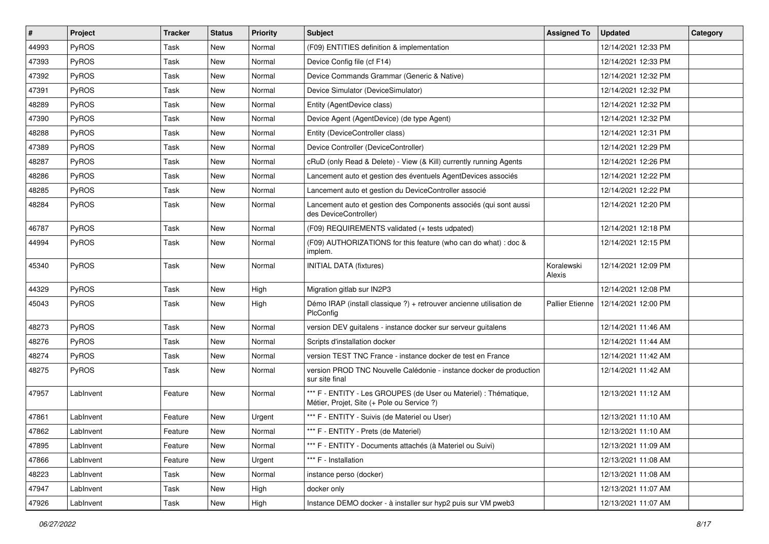| # | Project | Tracker | Status | Priority | Subject | Assigned To | Updated | Category |
|---|---|---|---|---|---|---|---|---|
| 44993 | PyROS | Task | New | Normal | (F09) ENTITIES definition & implementation | | 12/14/2021 12:33 PM | |
| 47393 | PyROS | Task | New | Normal | Device Config file (cf F14) | | 12/14/2021 12:33 PM | |
| 47392 | PyROS | Task | New | Normal | Device Commands Grammar (Generic & Native) | | 12/14/2021 12:32 PM | |
| 47391 | PyROS | Task | New | Normal | Device Simulator (DeviceSimulator) | | 12/14/2021 12:32 PM | |
| 48289 | PyROS | Task | New | Normal | Entity (AgentDevice class) | | 12/14/2021 12:32 PM | |
| 47390 | PyROS | Task | New | Normal | Device Agent (AgentDevice) (de type Agent) | | 12/14/2021 12:32 PM | |
| 48288 | PyROS | Task | New | Normal | Entity (DeviceController class) | | 12/14/2021 12:31 PM | |
| 47389 | PyROS | Task | New | Normal | Device Controller (DeviceController) | | 12/14/2021 12:29 PM | |
| 48287 | PyROS | Task | New | Normal | cRuD (only Read & Delete) - View (& Kill) currently running Agents | | 12/14/2021 12:26 PM | |
| 48286 | PyROS | Task | New | Normal | Lancement auto et gestion des éventuels AgentDevices associés | | 12/14/2021 12:22 PM | |
| 48285 | PyROS | Task | New | Normal | Lancement auto et gestion du DeviceController associé | | 12/14/2021 12:22 PM | |
| 48284 | PyROS | Task | New | Normal | Lancement auto et gestion des Components associés (qui sont aussi des DeviceController) | | 12/14/2021 12:20 PM | |
| 46787 | PyROS | Task | New | Normal | (F09) REQUIREMENTS validated (+ tests udpated) | | 12/14/2021 12:18 PM | |
| 44994 | PyROS | Task | New | Normal | (F09) AUTHORIZATIONS for this feature (who can do what) : doc & implem. | | 12/14/2021 12:15 PM | |
| 45340 | PyROS | Task | New | Normal | INITIAL DATA (fixtures) | Koralewski Alexis | 12/14/2021 12:09 PM | |
| 44329 | PyROS | Task | New | High | Migration gitlab sur IN2P3 | | 12/14/2021 12:08 PM | |
| 45043 | PyROS | Task | New | High | Démo IRAP (install classique ?) + retrouver ancienne utilisation de PlcConfig | Pallier Etienne | 12/14/2021 12:00 PM | |
| 48273 | PyROS | Task | New | Normal | version DEV guitalens - instance docker sur serveur guitalens | | 12/14/2021 11:46 AM | |
| 48276 | PyROS | Task | New | Normal | Scripts d'installation docker | | 12/14/2021 11:44 AM | |
| 48274 | PyROS | Task | New | Normal | version TEST TNC France - instance docker de test en France | | 12/14/2021 11:42 AM | |
| 48275 | PyROS | Task | New | Normal | version PROD TNC Nouvelle Calédonie - instance docker de production sur site final | | 12/14/2021 11:42 AM | |
| 47957 | LabInvent | Feature | New | Normal | *** F - ENTITY - Les GROUPES (de User ou Materiel) : Thématique, Métier, Projet, Site (+ Pole ou Service ?) | | 12/13/2021 11:12 AM | |
| 47861 | LabInvent | Feature | New | Urgent | *** F - ENTITY - Suivis (de Materiel ou User) | | 12/13/2021 11:10 AM | |
| 47862 | LabInvent | Feature | New | Normal | *** F - ENTITY - Prets (de Materiel) | | 12/13/2021 11:10 AM | |
| 47895 | LabInvent | Feature | New | Normal | *** F - ENTITY - Documents attachés (à Materiel ou Suivi) | | 12/13/2021 11:09 AM | |
| 47866 | LabInvent | Feature | New | Urgent | *** F - Installation | | 12/13/2021 11:08 AM | |
| 48223 | LabInvent | Task | New | Normal | instance perso (docker) | | 12/13/2021 11:08 AM | |
| 47947 | LabInvent | Task | New | High | docker only | | 12/13/2021 11:07 AM | |
| 47926 | LabInvent | Task | New | High | Instance DEMO docker - à installer sur hyp2 puis sur VM pweb3 | | 12/13/2021 11:07 AM | |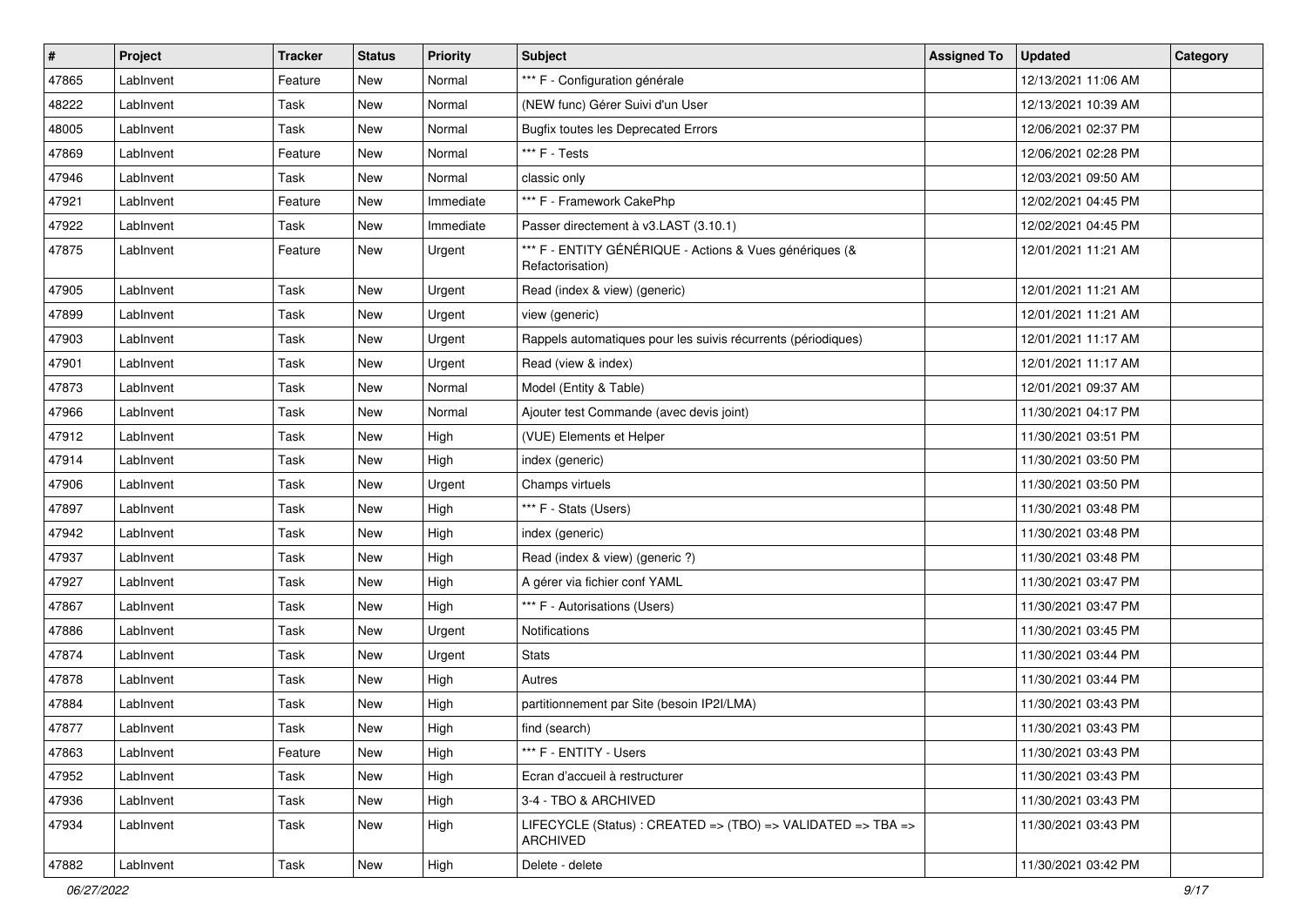| # | Project | Tracker | Status | Priority | Subject | Assigned To | Updated | Category |
|---|---|---|---|---|---|---|---|---|
| 47865 | LabInvent | Feature | New | Normal | *** F - Configuration générale | | 12/13/2021 11:06 AM | |
| 48222 | LabInvent | Task | New | Normal | (NEW func) Gérer Suivi d'un User | | 12/13/2021 10:39 AM | |
| 48005 | LabInvent | Task | New | Normal | Bugfix toutes les Deprecated Errors | | 12/06/2021 02:37 PM | |
| 47869 | LabInvent | Feature | New | Normal | *** F - Tests | | 12/06/2021 02:28 PM | |
| 47946 | LabInvent | Task | New | Normal | classic only | | 12/03/2021 09:50 AM | |
| 47921 | LabInvent | Feature | New | Immediate | *** F - Framework CakePhp | | 12/02/2021 04:45 PM | |
| 47922 | LabInvent | Task | New | Immediate | Passer directement à v3.LAST (3.10.1) | | 12/02/2021 04:45 PM | |
| 47875 | LabInvent | Feature | New | Urgent | *** F - ENTITY GÉNÉRIQUE - Actions & Vues génériques (& Refactorisation) | | 12/01/2021 11:21 AM | |
| 47905 | LabInvent | Task | New | Urgent | Read (index & view) (generic) | | 12/01/2021 11:21 AM | |
| 47899 | LabInvent | Task | New | Urgent | view (generic) | | 12/01/2021 11:21 AM | |
| 47903 | LabInvent | Task | New | Urgent | Rappels automatiques pour les suivis récurrents (périodiques) | | 12/01/2021 11:17 AM | |
| 47901 | LabInvent | Task | New | Urgent | Read (view & index) | | 12/01/2021 11:17 AM | |
| 47873 | LabInvent | Task | New | Normal | Model (Entity & Table) | | 12/01/2021 09:37 AM | |
| 47966 | LabInvent | Task | New | Normal | Ajouter test Commande (avec devis joint) | | 11/30/2021 04:17 PM | |
| 47912 | LabInvent | Task | New | High | (VUE) Elements et Helper | | 11/30/2021 03:51 PM | |
| 47914 | LabInvent | Task | New | High | index (generic) | | 11/30/2021 03:50 PM | |
| 47906 | LabInvent | Task | New | Urgent | Champs virtuels | | 11/30/2021 03:50 PM | |
| 47897 | LabInvent | Task | New | High | *** F - Stats (Users) | | 11/30/2021 03:48 PM | |
| 47942 | LabInvent | Task | New | High | index (generic) | | 11/30/2021 03:48 PM | |
| 47937 | LabInvent | Task | New | High | Read (index & view) (generic ?) | | 11/30/2021 03:48 PM | |
| 47927 | LabInvent | Task | New | High | A gérer via fichier conf YAML | | 11/30/2021 03:47 PM | |
| 47867 | LabInvent | Task | New | High | *** F - Autorisations (Users) | | 11/30/2021 03:47 PM | |
| 47886 | LabInvent | Task | New | Urgent | Notifications | | 11/30/2021 03:45 PM | |
| 47874 | LabInvent | Task | New | Urgent | Stats | | 11/30/2021 03:44 PM | |
| 47878 | LabInvent | Task | New | High | Autres | | 11/30/2021 03:44 PM | |
| 47884 | LabInvent | Task | New | High | partitionnement par Site (besoin IP2I/LMA) | | 11/30/2021 03:43 PM | |
| 47877 | LabInvent | Task | New | High | find (search) | | 11/30/2021 03:43 PM | |
| 47863 | LabInvent | Feature | New | High | *** F - ENTITY - Users | | 11/30/2021 03:43 PM | |
| 47952 | LabInvent | Task | New | High | Ecran d'accueil à restructurer | | 11/30/2021 03:43 PM | |
| 47936 | LabInvent | Task | New | High | 3-4 - TBO & ARCHIVED | | 11/30/2021 03:43 PM | |
| 47934 | LabInvent | Task | New | High | LIFECYCLE (Status) : CREATED => (TBO) => VALIDATED => TBA => ARCHIVED | | 11/30/2021 03:43 PM | |
| 47882 | LabInvent | Task | New | High | Delete - delete | | 11/30/2021 03:42 PM | |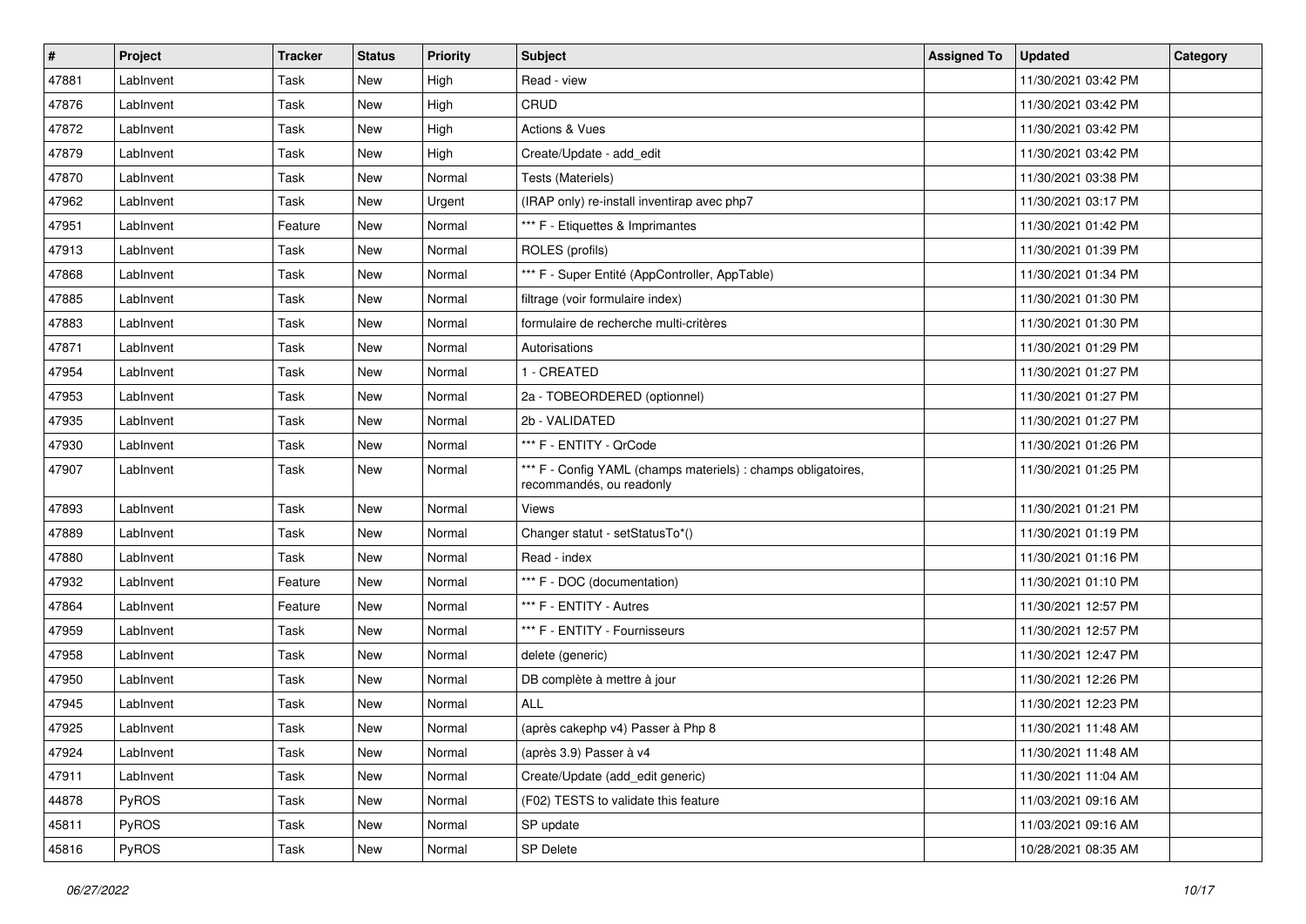| # | Project | Tracker | Status | Priority | Subject | Assigned To | Updated | Category |
|---|---|---|---|---|---|---|---|---|
| 47881 | LabInvent | Task | New | High | Read - view | | 11/30/2021 03:42 PM | |
| 47876 | LabInvent | Task | New | High | CRUD | | 11/30/2021 03:42 PM | |
| 47872 | LabInvent | Task | New | High | Actions & Vues | | 11/30/2021 03:42 PM | |
| 47879 | LabInvent | Task | New | High | Create/Update - add_edit | | 11/30/2021 03:42 PM | |
| 47870 | LabInvent | Task | New | Normal | Tests (Materiels) | | 11/30/2021 03:38 PM | |
| 47962 | LabInvent | Task | New | Urgent | (IRAP only) re-install inventirap avec php7 | | 11/30/2021 03:17 PM | |
| 47951 | LabInvent | Feature | New | Normal | *** F - Etiquettes & Imprimantes | | 11/30/2021 01:42 PM | |
| 47913 | LabInvent | Task | New | Normal | ROLES (profils) | | 11/30/2021 01:39 PM | |
| 47868 | LabInvent | Task | New | Normal | *** F - Super Entité (AppController, AppTable) | | 11/30/2021 01:34 PM | |
| 47885 | LabInvent | Task | New | Normal | filtrage (voir formulaire index) | | 11/30/2021 01:30 PM | |
| 47883 | LabInvent | Task | New | Normal | formulaire de recherche multi-critères | | 11/30/2021 01:30 PM | |
| 47871 | LabInvent | Task | New | Normal | Autorisations | | 11/30/2021 01:29 PM | |
| 47954 | LabInvent | Task | New | Normal | 1 - CREATED | | 11/30/2021 01:27 PM | |
| 47953 | LabInvent | Task | New | Normal | 2a - TOBEORDERED (optionnel) | | 11/30/2021 01:27 PM | |
| 47935 | LabInvent | Task | New | Normal | 2b - VALIDATED | | 11/30/2021 01:27 PM | |
| 47930 | LabInvent | Task | New | Normal | *** F - ENTITY - QrCode | | 11/30/2021 01:26 PM | |
| 47907 | LabInvent | Task | New | Normal | *** F - Config YAML (champs materiels) : champs obligatoires, recommandés, ou readonly | | 11/30/2021 01:25 PM | |
| 47893 | LabInvent | Task | New | Normal | Views | | 11/30/2021 01:21 PM | |
| 47889 | LabInvent | Task | New | Normal | Changer statut - setStatusTo*() | | 11/30/2021 01:19 PM | |
| 47880 | LabInvent | Task | New | Normal | Read - index | | 11/30/2021 01:16 PM | |
| 47932 | LabInvent | Feature | New | Normal | *** F - DOC (documentation) | | 11/30/2021 01:10 PM | |
| 47864 | LabInvent | Feature | New | Normal | *** F - ENTITY - Autres | | 11/30/2021 12:57 PM | |
| 47959 | LabInvent | Task | New | Normal | *** F - ENTITY - Fournisseurs | | 11/30/2021 12:57 PM | |
| 47958 | LabInvent | Task | New | Normal | delete (generic) | | 11/30/2021 12:47 PM | |
| 47950 | LabInvent | Task | New | Normal | DB complète à mettre à jour | | 11/30/2021 12:26 PM | |
| 47945 | LabInvent | Task | New | Normal | ALL | | 11/30/2021 12:23 PM | |
| 47925 | LabInvent | Task | New | Normal | (après cakephp v4) Passer à Php 8 | | 11/30/2021 11:48 AM | |
| 47924 | LabInvent | Task | New | Normal | (après 3.9) Passer à v4 | | 11/30/2021 11:48 AM | |
| 47911 | LabInvent | Task | New | Normal | Create/Update (add_edit generic) | | 11/30/2021 11:04 AM | |
| 44878 | PyROS | Task | New | Normal | (F02) TESTS to validate this feature | | 11/03/2021 09:16 AM | |
| 45811 | PyROS | Task | New | Normal | SP update | | 11/03/2021 09:16 AM | |
| 45816 | PyROS | Task | New | Normal | SP Delete | | 10/28/2021 08:35 AM | |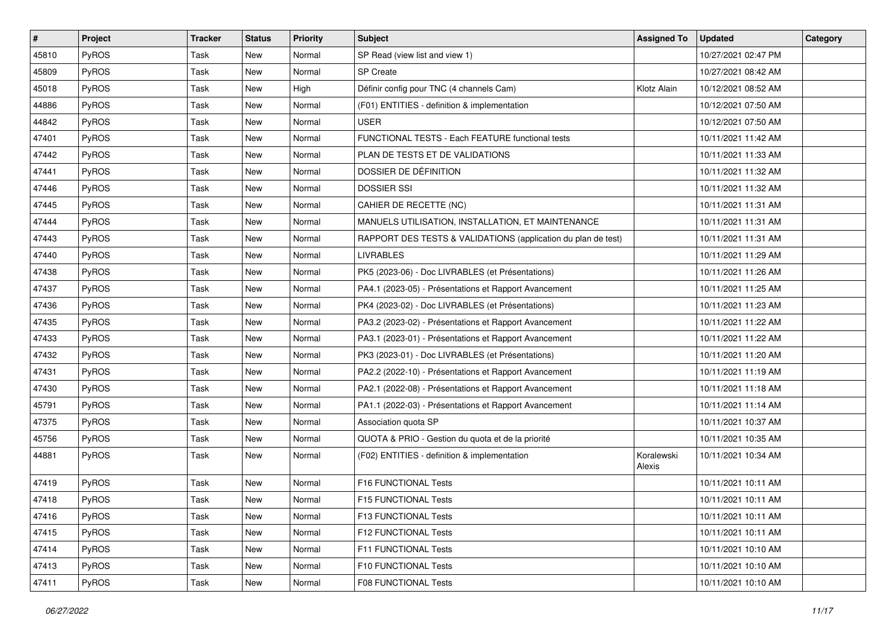| # | Project | Tracker | Status | Priority | Subject | Assigned To | Updated | Category |
|---|---|---|---|---|---|---|---|---|
| 45810 | PyROS | Task | New | Normal | SP Read (view list and view 1) | | 10/27/2021 02:47 PM | |
| 45809 | PyROS | Task | New | Normal | SP Create | | 10/27/2021 08:42 AM | |
| 45018 | PyROS | Task | New | High | Définir config pour TNC (4 channels Cam) | Klotz Alain | 10/12/2021 08:52 AM | |
| 44886 | PyROS | Task | New | Normal | (F01) ENTITIES - definition & implementation | | 10/12/2021 07:50 AM | |
| 44842 | PyROS | Task | New | Normal | USER | | 10/12/2021 07:50 AM | |
| 47401 | PyROS | Task | New | Normal | FUNCTIONAL TESTS - Each FEATURE functional tests | | 10/11/2021 11:42 AM | |
| 47442 | PyROS | Task | New | Normal | PLAN DE TESTS ET DE VALIDATIONS | | 10/11/2021 11:33 AM | |
| 47441 | PyROS | Task | New | Normal | DOSSIER DE DÉFINITION | | 10/11/2021 11:32 AM | |
| 47446 | PyROS | Task | New | Normal | DOSSIER SSI | | 10/11/2021 11:32 AM | |
| 47445 | PyROS | Task | New | Normal | CAHIER DE RECETTE (NC) | | 10/11/2021 11:31 AM | |
| 47444 | PyROS | Task | New | Normal | MANUELS UTILISATION, INSTALLATION, ET MAINTENANCE | | 10/11/2021 11:31 AM | |
| 47443 | PyROS | Task | New | Normal | RAPPORT DES TESTS & VALIDATIONS (application du plan de test) | | 10/11/2021 11:31 AM | |
| 47440 | PyROS | Task | New | Normal | LIVRABLES | | 10/11/2021 11:29 AM | |
| 47438 | PyROS | Task | New | Normal | PK5 (2023-06) - Doc LIVRABLES (et Présentations) | | 10/11/2021 11:26 AM | |
| 47437 | PyROS | Task | New | Normal | PA4.1 (2023-05) - Présentations et Rapport Avancement | | 10/11/2021 11:25 AM | |
| 47436 | PyROS | Task | New | Normal | PK4 (2023-02) - Doc LIVRABLES (et Présentations) | | 10/11/2021 11:23 AM | |
| 47435 | PyROS | Task | New | Normal | PA3.2 (2023-02) - Présentations et Rapport Avancement | | 10/11/2021 11:22 AM | |
| 47433 | PyROS | Task | New | Normal | PA3.1 (2023-01) - Présentations et Rapport Avancement | | 10/11/2021 11:22 AM | |
| 47432 | PyROS | Task | New | Normal | PK3 (2023-01) - Doc LIVRABLES (et Présentations) | | 10/11/2021 11:20 AM | |
| 47431 | PyROS | Task | New | Normal | PA2.2 (2022-10) - Présentations et Rapport Avancement | | 10/11/2021 11:19 AM | |
| 47430 | PyROS | Task | New | Normal | PA2.1 (2022-08) - Présentations et Rapport Avancement | | 10/11/2021 11:18 AM | |
| 45791 | PyROS | Task | New | Normal | PA1.1 (2022-03) - Présentations et Rapport Avancement | | 10/11/2021 11:14 AM | |
| 47375 | PyROS | Task | New | Normal | Association quota SP | | 10/11/2021 10:37 AM | |
| 45756 | PyROS | Task | New | Normal | QUOTA & PRIO - Gestion du quota et de la priorité | | 10/11/2021 10:35 AM | |
| 44881 | PyROS | Task | New | Normal | (F02) ENTITIES - definition & implementation | Koralewski Alexis | 10/11/2021 10:34 AM | |
| 47419 | PyROS | Task | New | Normal | F16 FUNCTIONAL Tests | | 10/11/2021 10:11 AM | |
| 47418 | PyROS | Task | New | Normal | F15 FUNCTIONAL Tests | | 10/11/2021 10:11 AM | |
| 47416 | PyROS | Task | New | Normal | F13 FUNCTIONAL Tests | | 10/11/2021 10:11 AM | |
| 47415 | PyROS | Task | New | Normal | F12 FUNCTIONAL Tests | | 10/11/2021 10:11 AM | |
| 47414 | PyROS | Task | New | Normal | F11 FUNCTIONAL Tests | | 10/11/2021 10:10 AM | |
| 47413 | PyROS | Task | New | Normal | F10 FUNCTIONAL Tests | | 10/11/2021 10:10 AM | |
| 47411 | PyROS | Task | New | Normal | F08 FUNCTIONAL Tests | | 10/11/2021 10:10 AM | |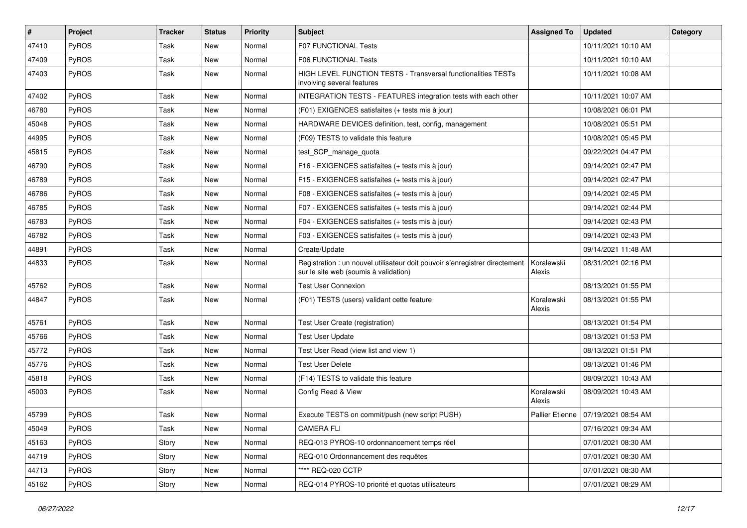| # | Project | Tracker | Status | Priority | Subject | Assigned To | Updated | Category |
|---|---|---|---|---|---|---|---|---|
| 47410 | PyROS | Task | New | Normal | F07 FUNCTIONAL Tests | | 10/11/2021 10:10 AM | |
| 47409 | PyROS | Task | New | Normal | F06 FUNCTIONAL Tests | | 10/11/2021 10:10 AM | |
| 47403 | PyROS | Task | New | Normal | HIGH LEVEL FUNCTION TESTS - Transversal functionalities TESTs involving several features | | 10/11/2021 10:08 AM | |
| 47402 | PyROS | Task | New | Normal | INTEGRATION TESTS - FEATURES integration tests with each other | | 10/11/2021 10:07 AM | |
| 46780 | PyROS | Task | New | Normal | (F01) EXIGENCES satisfaites (+ tests mis à jour) | | 10/08/2021 06:01 PM | |
| 45048 | PyROS | Task | New | Normal | HARDWARE DEVICES definition, test, config, management | | 10/08/2021 05:51 PM | |
| 44995 | PyROS | Task | New | Normal | (F09) TESTS to validate this feature | | 10/08/2021 05:45 PM | |
| 45815 | PyROS | Task | New | Normal | test_SCP_manage_quota | | 09/22/2021 04:47 PM | |
| 46790 | PyROS | Task | New | Normal | F16 - EXIGENCES satisfaites (+ tests mis à jour) | | 09/14/2021 02:47 PM | |
| 46789 | PyROS | Task | New | Normal | F15 - EXIGENCES satisfaites (+ tests mis à jour) | | 09/14/2021 02:47 PM | |
| 46786 | PyROS | Task | New | Normal | F08 - EXIGENCES satisfaites (+ tests mis à jour) | | 09/14/2021 02:45 PM | |
| 46785 | PyROS | Task | New | Normal | F07 - EXIGENCES satisfaites (+ tests mis à jour) | | 09/14/2021 02:44 PM | |
| 46783 | PyROS | Task | New | Normal | F04 - EXIGENCES satisfaites (+ tests mis à jour) | | 09/14/2021 02:43 PM | |
| 46782 | PyROS | Task | New | Normal | F03 - EXIGENCES satisfaites (+ tests mis à jour) | | 09/14/2021 02:43 PM | |
| 44891 | PyROS | Task | New | Normal | Create/Update | | 09/14/2021 11:48 AM | |
| 44833 | PyROS | Task | New | Normal | Registration : un nouvel utilisateur doit pouvoir s'enregistrer directement sur le site web (soumis à validation) | Koralewski Alexis | 08/31/2021 02:16 PM | |
| 45762 | PyROS | Task | New | Normal | Test User Connexion | | 08/13/2021 01:55 PM | |
| 44847 | PyROS | Task | New | Normal | (F01) TESTS (users) validant cette feature | Koralewski Alexis | 08/13/2021 01:55 PM | |
| 45761 | PyROS | Task | New | Normal | Test User Create (registration) | | 08/13/2021 01:54 PM | |
| 45766 | PyROS | Task | New | Normal | Test User Update | | 08/13/2021 01:53 PM | |
| 45772 | PyROS | Task | New | Normal | Test User Read (view list and view 1) | | 08/13/2021 01:51 PM | |
| 45776 | PyROS | Task | New | Normal | Test User Delete | | 08/13/2021 01:46 PM | |
| 45818 | PyROS | Task | New | Normal | (F14) TESTS to validate this feature | | 08/09/2021 10:43 AM | |
| 45003 | PyROS | Task | New | Normal | Config Read & View | Koralewski Alexis | 08/09/2021 10:43 AM | |
| 45799 | PyROS | Task | New | Normal | Execute TESTS on commit/push (new script PUSH) | Pallier Etienne | 07/19/2021 08:54 AM | |
| 45049 | PyROS | Task | New | Normal | CAMERA FLI | | 07/16/2021 09:34 AM | |
| 45163 | PyROS | Story | New | Normal | REQ-013 PYROS-10 ordonnancement temps réel | | 07/01/2021 08:30 AM | |
| 44719 | PyROS | Story | New | Normal | REQ-010 Ordonnancement des requêtes | | 07/01/2021 08:30 AM | |
| 44713 | PyROS | Story | New | Normal | **** REQ-020 CCTP | | 07/01/2021 08:30 AM | |
| 45162 | PyROS | Story | New | Normal | REQ-014 PYROS-10 priorité et quotas utilisateurs | | 07/01/2021 08:29 AM | |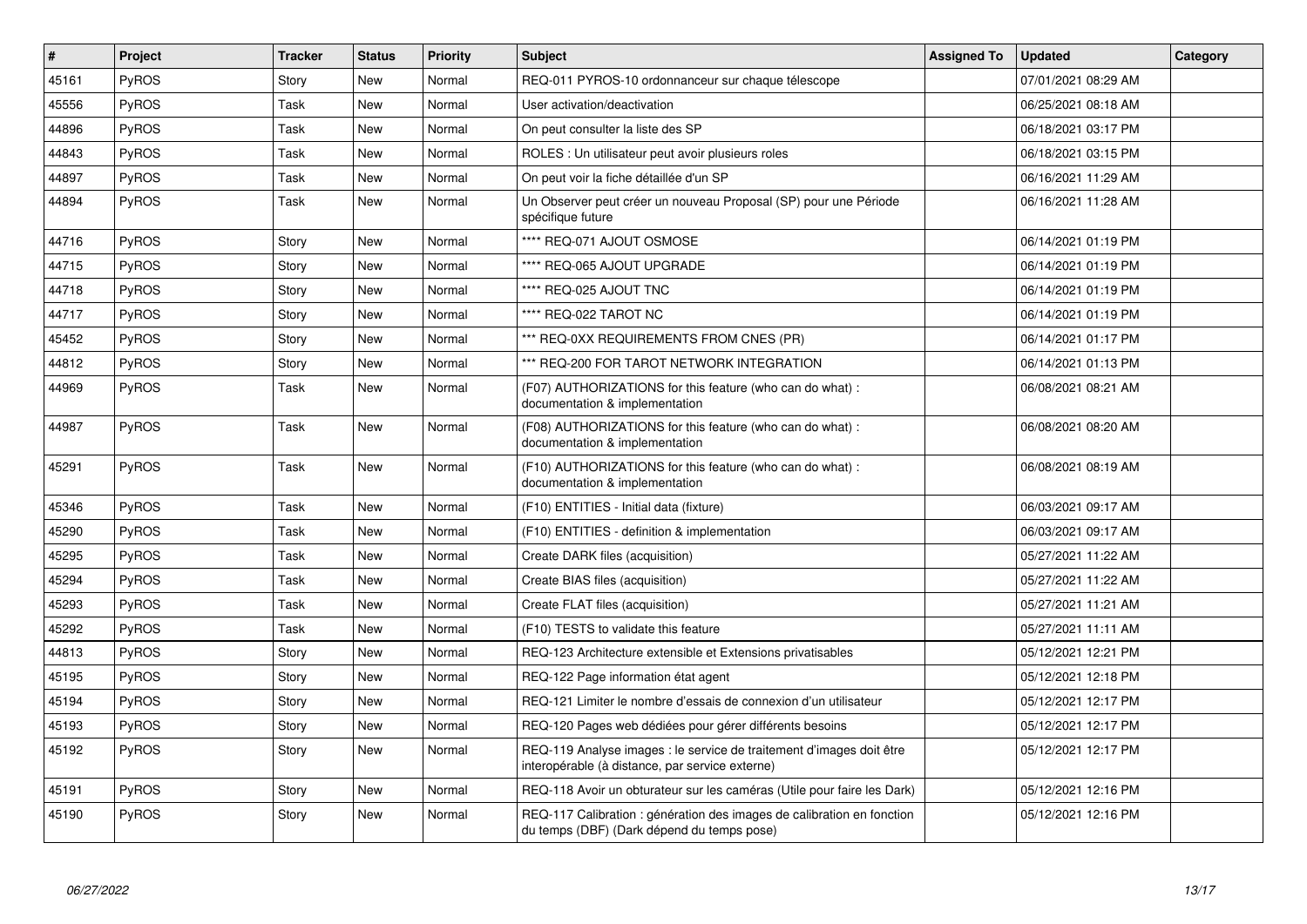| # | Project | Tracker | Status | Priority | Subject | Assigned To | Updated | Category |
|---|---|---|---|---|---|---|---|---|
| 45161 | PyROS | Story | New | Normal | REQ-011 PYROS-10 ordonnanceur sur chaque télescope | | 07/01/2021 08:29 AM | |
| 45556 | PyROS | Task | New | Normal | User activation/deactivation | | 06/25/2021 08:18 AM | |
| 44896 | PyROS | Task | New | Normal | On peut consulter la liste des SP | | 06/18/2021 03:17 PM | |
| 44843 | PyROS | Task | New | Normal | ROLES : Un utilisateur peut avoir plusieurs roles | | 06/18/2021 03:15 PM | |
| 44897 | PyROS | Task | New | Normal | On peut voir la fiche détaillée d'un SP | | 06/16/2021 11:29 AM | |
| 44894 | PyROS | Task | New | Normal | Un Observer peut créer un nouveau Proposal (SP) pour une Période spécifique future | | 06/16/2021 11:28 AM | |
| 44716 | PyROS | Story | New | Normal | **** REQ-071 AJOUT OSMOSE | | 06/14/2021 01:19 PM | |
| 44715 | PyROS | Story | New | Normal | **** REQ-065 AJOUT UPGRADE | | 06/14/2021 01:19 PM | |
| 44718 | PyROS | Story | New | Normal | **** REQ-025 AJOUT TNC | | 06/14/2021 01:19 PM | |
| 44717 | PyROS | Story | New | Normal | **** REQ-022 TAROT NC | | 06/14/2021 01:19 PM | |
| 45452 | PyROS | Story | New | Normal | *** REQ-0XX REQUIREMENTS FROM CNES (PR) | | 06/14/2021 01:17 PM | |
| 44812 | PyROS | Story | New | Normal | *** REQ-200 FOR TAROT NETWORK INTEGRATION | | 06/14/2021 01:13 PM | |
| 44969 | PyROS | Task | New | Normal | (F07) AUTHORIZATIONS for this feature (who can do what) : documentation & implementation | | 06/08/2021 08:21 AM | |
| 44987 | PyROS | Task | New | Normal | (F08) AUTHORIZATIONS for this feature (who can do what) : documentation & implementation | | 06/08/2021 08:20 AM | |
| 45291 | PyROS | Task | New | Normal | (F10) AUTHORIZATIONS for this feature (who can do what) : documentation & implementation | | 06/08/2021 08:19 AM | |
| 45346 | PyROS | Task | New | Normal | (F10) ENTITIES - Initial data (fixture) | | 06/03/2021 09:17 AM | |
| 45290 | PyROS | Task | New | Normal | (F10) ENTITIES - definition & implementation | | 06/03/2021 09:17 AM | |
| 45295 | PyROS | Task | New | Normal | Create DARK files (acquisition) | | 05/27/2021 11:22 AM | |
| 45294 | PyROS | Task | New | Normal | Create BIAS files (acquisition) | | 05/27/2021 11:22 AM | |
| 45293 | PyROS | Task | New | Normal | Create FLAT files (acquisition) | | 05/27/2021 11:21 AM | |
| 45292 | PyROS | Task | New | Normal | (F10) TESTS to validate this feature | | 05/27/2021 11:11 AM | |
| 44813 | PyROS | Story | New | Normal | REQ-123 Architecture extensible et Extensions privatisables | | 05/12/2021 12:21 PM | |
| 45195 | PyROS | Story | New | Normal | REQ-122 Page information état agent | | 05/12/2021 12:18 PM | |
| 45194 | PyROS | Story | New | Normal | REQ-121 Limiter le nombre d'essais de connexion d'un utilisateur | | 05/12/2021 12:17 PM | |
| 45193 | PyROS | Story | New | Normal | REQ-120 Pages web dédiées pour gérer différents besoins | | 05/12/2021 12:17 PM | |
| 45192 | PyROS | Story | New | Normal | REQ-119 Analyse images : le service de traitement d'images doit être interopérable (à distance, par service externe) | | 05/12/2021 12:17 PM | |
| 45191 | PyROS | Story | New | Normal | REQ-118 Avoir un obturateur sur les caméras (Utile pour faire les Dark) | | 05/12/2021 12:16 PM | |
| 45190 | PyROS | Story | New | Normal | REQ-117 Calibration : génération des images de calibration en fonction du temps (DBF) (Dark dépend du temps pose) | | 05/12/2021 12:16 PM | |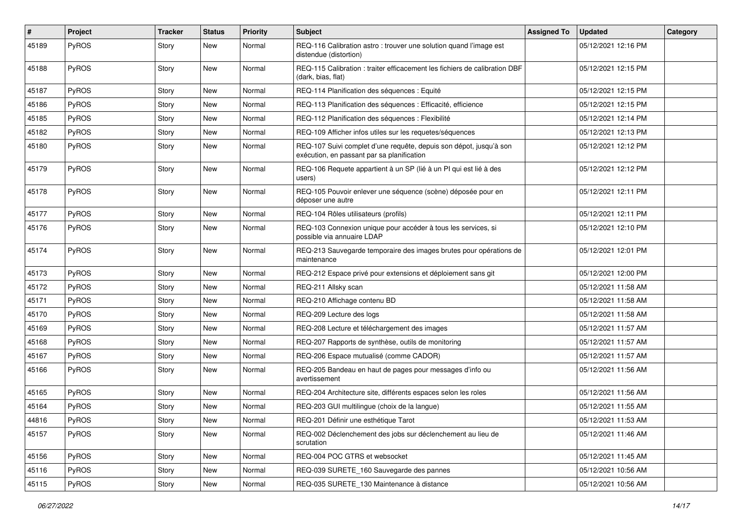| # | Project | Tracker | Status | Priority | Subject | Assigned To | Updated | Category |
|---|---|---|---|---|---|---|---|---|
| 45189 | PyROS | Story | New | Normal | REQ-116 Calibration astro : trouver une solution quand l'image est distendue (distortion) | | 05/12/2021 12:16 PM | |
| 45188 | PyROS | Story | New | Normal | REQ-115 Calibration : traiter efficacement les fichiers de calibration DBF (dark, bias, flat) | | 05/12/2021 12:15 PM | |
| 45187 | PyROS | Story | New | Normal | REQ-114 Planification des séquences : Equité | | 05/12/2021 12:15 PM | |
| 45186 | PyROS | Story | New | Normal | REQ-113 Planification des séquences : Efficacité, efficience | | 05/12/2021 12:15 PM | |
| 45185 | PyROS | Story | New | Normal | REQ-112 Planification des séquences : Flexibilité | | 05/12/2021 12:14 PM | |
| 45182 | PyROS | Story | New | Normal | REQ-109 Afficher infos utiles sur les requetes/séquences | | 05/12/2021 12:13 PM | |
| 45180 | PyROS | Story | New | Normal | REQ-107 Suivi complet d'une requête, depuis son dépot, jusqu'à son exécution, en passant par sa planification | | 05/12/2021 12:12 PM | |
| 45179 | PyROS | Story | New | Normal | REQ-106 Requete appartient à un SP (lié à un PI qui est lié à des users) | | 05/12/2021 12:12 PM | |
| 45178 | PyROS | Story | New | Normal | REQ-105 Pouvoir enlever une séquence (scène) déposée pour en déposer une autre | | 05/12/2021 12:11 PM | |
| 45177 | PyROS | Story | New | Normal | REQ-104 Rôles utilisateurs (profils) | | 05/12/2021 12:11 PM | |
| 45176 | PyROS | Story | New | Normal | REQ-103 Connexion unique pour accéder à tous les services, si possible via annuaire LDAP | | 05/12/2021 12:10 PM | |
| 45174 | PyROS | Story | New | Normal | REQ-213 Sauvegarde temporaire des images brutes pour opérations de maintenance | | 05/12/2021 12:01 PM | |
| 45173 | PyROS | Story | New | Normal | REQ-212 Espace privé pour extensions et déploiement sans git | | 05/12/2021 12:00 PM | |
| 45172 | PyROS | Story | New | Normal | REQ-211 Allsky scan | | 05/12/2021 11:58 AM | |
| 45171 | PyROS | Story | New | Normal | REQ-210 Affichage contenu BD | | 05/12/2021 11:58 AM | |
| 45170 | PyROS | Story | New | Normal | REQ-209 Lecture des logs | | 05/12/2021 11:58 AM | |
| 45169 | PyROS | Story | New | Normal | REQ-208 Lecture et téléchargement des images | | 05/12/2021 11:57 AM | |
| 45168 | PyROS | Story | New | Normal | REQ-207 Rapports de synthèse, outils de monitoring | | 05/12/2021 11:57 AM | |
| 45167 | PyROS | Story | New | Normal | REQ-206 Espace mutualisé (comme CADOR) | | 05/12/2021 11:57 AM | |
| 45166 | PyROS | Story | New | Normal | REQ-205 Bandeau en haut de pages pour messages d'info ou avertissement | | 05/12/2021 11:56 AM | |
| 45165 | PyROS | Story | New | Normal | REQ-204 Architecture site, différents espaces selon les roles | | 05/12/2021 11:56 AM | |
| 45164 | PyROS | Story | New | Normal | REQ-203 GUI multilingue (choix de la langue) | | 05/12/2021 11:55 AM | |
| 44816 | PyROS | Story | New | Normal | REQ-201 Définir une esthétique Tarot | | 05/12/2021 11:53 AM | |
| 45157 | PyROS | Story | New | Normal | REQ-002 Déclenchement des jobs sur déclenchement au lieu de scrutation | | 05/12/2021 11:46 AM | |
| 45156 | PyROS | Story | New | Normal | REQ-004 POC GTRS et websocket | | 05/12/2021 11:45 AM | |
| 45116 | PyROS | Story | New | Normal | REQ-039 SURETE_160 Sauvegarde des pannes | | 05/12/2021 10:56 AM | |
| 45115 | PyROS | Story | New | Normal | REQ-035 SURETE_130 Maintenance à distance | | 05/12/2021 10:56 AM | |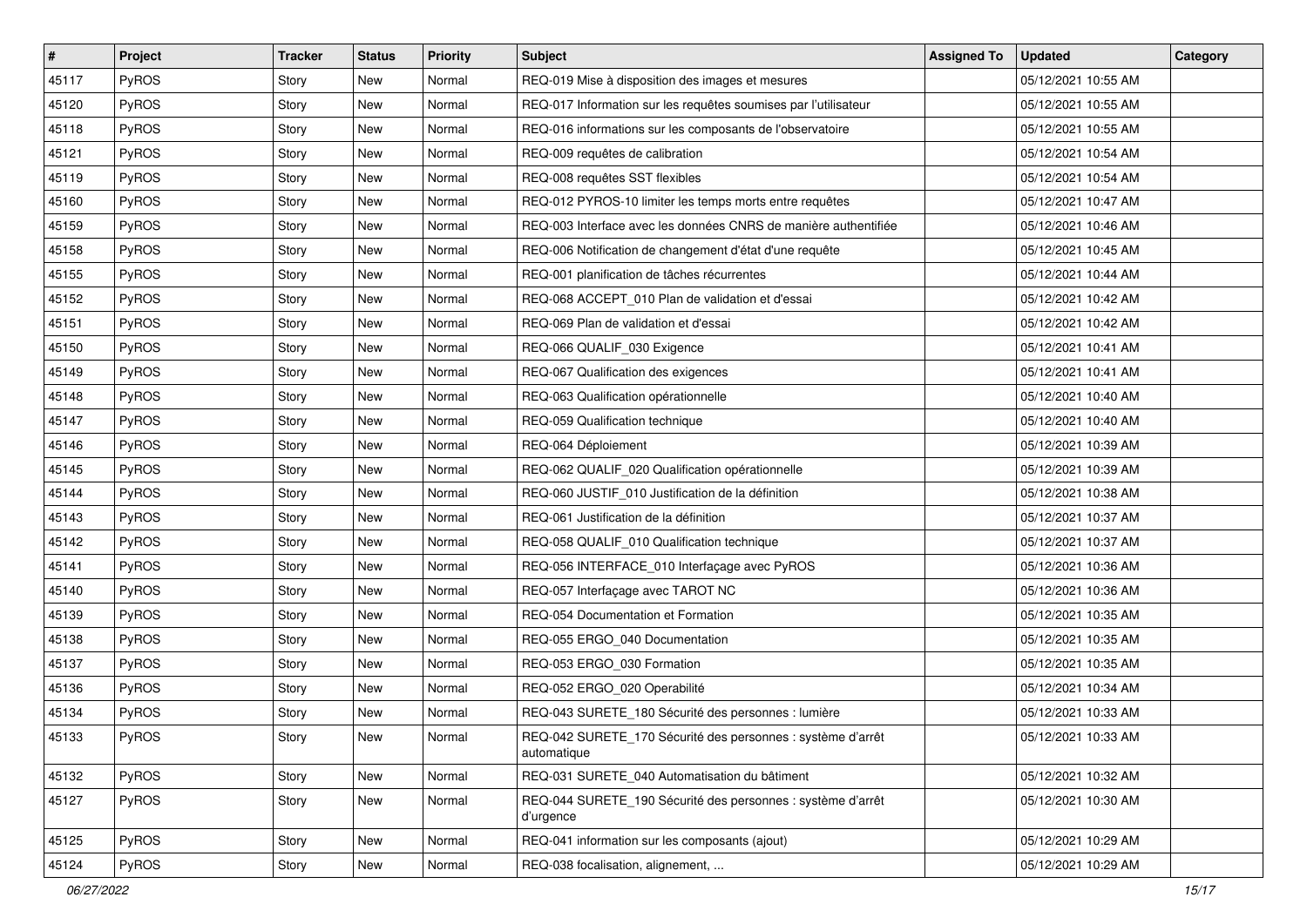| # | Project | Tracker | Status | Priority | Subject | Assigned To | Updated | Category |
|---|---|---|---|---|---|---|---|---|
| 45117 | PyROS | Story | New | Normal | REQ-019 Mise à disposition des images et mesures | | 05/12/2021 10:55 AM | |
| 45120 | PyROS | Story | New | Normal | REQ-017 Information sur les requêtes soumises par l'utilisateur | | 05/12/2021 10:55 AM | |
| 45118 | PyROS | Story | New | Normal | REQ-016 informations sur les composants de l'observatoire | | 05/12/2021 10:55 AM | |
| 45121 | PyROS | Story | New | Normal | REQ-009 requêtes de calibration | | 05/12/2021 10:54 AM | |
| 45119 | PyROS | Story | New | Normal | REQ-008 requêtes SST flexibles | | 05/12/2021 10:54 AM | |
| 45160 | PyROS | Story | New | Normal | REQ-012 PYROS-10 limiter les temps morts entre requêtes | | 05/12/2021 10:47 AM | |
| 45159 | PyROS | Story | New | Normal | REQ-003 Interface avec les données CNRS de manière authentifiée | | 05/12/2021 10:46 AM | |
| 45158 | PyROS | Story | New | Normal | REQ-006 Notification de changement d'état d'une requête | | 05/12/2021 10:45 AM | |
| 45155 | PyROS | Story | New | Normal | REQ-001 planification de tâches récurrentes | | 05/12/2021 10:44 AM | |
| 45152 | PyROS | Story | New | Normal | REQ-068 ACCEPT_010 Plan de validation et d'essai | | 05/12/2021 10:42 AM | |
| 45151 | PyROS | Story | New | Normal | REQ-069 Plan de validation et d'essai | | 05/12/2021 10:42 AM | |
| 45150 | PyROS | Story | New | Normal | REQ-066 QUALIF_030 Exigence | | 05/12/2021 10:41 AM | |
| 45149 | PyROS | Story | New | Normal | REQ-067 Qualification des exigences | | 05/12/2021 10:41 AM | |
| 45148 | PyROS | Story | New | Normal | REQ-063 Qualification opérationnelle | | 05/12/2021 10:40 AM | |
| 45147 | PyROS | Story | New | Normal | REQ-059 Qualification technique | | 05/12/2021 10:40 AM | |
| 45146 | PyROS | Story | New | Normal | REQ-064 Déploiement | | 05/12/2021 10:39 AM | |
| 45145 | PyROS | Story | New | Normal | REQ-062 QUALIF_020 Qualification opérationnelle | | 05/12/2021 10:39 AM | |
| 45144 | PyROS | Story | New | Normal | REQ-060 JUSTIF_010 Justification de la définition | | 05/12/2021 10:38 AM | |
| 45143 | PyROS | Story | New | Normal | REQ-061 Justification de la définition | | 05/12/2021 10:37 AM | |
| 45142 | PyROS | Story | New | Normal | REQ-058 QUALIF_010 Qualification technique | | 05/12/2021 10:37 AM | |
| 45141 | PyROS | Story | New | Normal | REQ-056 INTERFACE_010 Interfaçage avec PyROS | | 05/12/2021 10:36 AM | |
| 45140 | PyROS | Story | New | Normal | REQ-057 Interfaçage avec TAROT NC | | 05/12/2021 10:36 AM | |
| 45139 | PyROS | Story | New | Normal | REQ-054 Documentation et Formation | | 05/12/2021 10:35 AM | |
| 45138 | PyROS | Story | New | Normal | REQ-055 ERGO_040 Documentation | | 05/12/2021 10:35 AM | |
| 45137 | PyROS | Story | New | Normal | REQ-053 ERGO_030 Formation | | 05/12/2021 10:35 AM | |
| 45136 | PyROS | Story | New | Normal | REQ-052 ERGO_020 Operabilité | | 05/12/2021 10:34 AM | |
| 45134 | PyROS | Story | New | Normal | REQ-043 SURETE_180 Sécurité des personnes : lumière | | 05/12/2021 10:33 AM | |
| 45133 | PyROS | Story | New | Normal | REQ-042 SURETE_170 Sécurité des personnes : système d'arrêt automatique | | 05/12/2021 10:33 AM | |
| 45132 | PyROS | Story | New | Normal | REQ-031 SURETE_040 Automatisation du bâtiment | | 05/12/2021 10:32 AM | |
| 45127 | PyROS | Story | New | Normal | REQ-044 SURETE_190 Sécurité des personnes : système d'arrêt d'urgence | | 05/12/2021 10:30 AM | |
| 45125 | PyROS | Story | New | Normal | REQ-041 information sur les composants (ajout) | | 05/12/2021 10:29 AM | |
| 45124 | PyROS | Story | New | Normal | REQ-038 focalisation, alignement, ... | | 05/12/2021 10:29 AM | |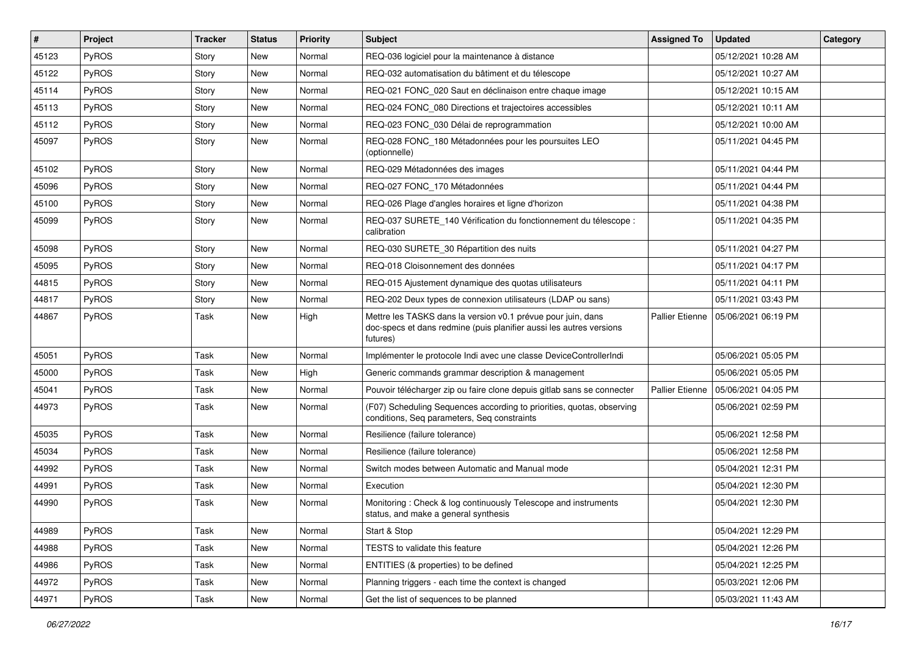| # | Project | Tracker | Status | Priority | Subject | Assigned To | Updated | Category |
|---|---|---|---|---|---|---|---|---|
| 45123 | PyROS | Story | New | Normal | REQ-036 logiciel pour la maintenance à distance | | 05/12/2021 10:28 AM | |
| 45122 | PyROS | Story | New | Normal | REQ-032 automatisation du bâtiment et du télescope | | 05/12/2021 10:27 AM | |
| 45114 | PyROS | Story | New | Normal | REQ-021 FONC_020 Saut en déclinaison entre chaque image | | 05/12/2021 10:15 AM | |
| 45113 | PyROS | Story | New | Normal | REQ-024 FONC_080 Directions et trajectoires accessibles | | 05/12/2021 10:11 AM | |
| 45112 | PyROS | Story | New | Normal | REQ-023 FONC_030 Délai de reprogrammation | | 05/12/2021 10:00 AM | |
| 45097 | PyROS | Story | New | Normal | REQ-028 FONC_180 Métadonnées pour les poursuites LEO (optionnelle) | | 05/11/2021 04:45 PM | |
| 45102 | PyROS | Story | New | Normal | REQ-029 Métadonnées des images | | 05/11/2021 04:44 PM | |
| 45096 | PyROS | Story | New | Normal | REQ-027 FONC_170 Métadonnées | | 05/11/2021 04:44 PM | |
| 45100 | PyROS | Story | New | Normal | REQ-026 Plage d'angles horaires et ligne d'horizon | | 05/11/2021 04:38 PM | |
| 45099 | PyROS | Story | New | Normal | REQ-037 SURETE_140 Vérification du fonctionnement du télescope : calibration | | 05/11/2021 04:35 PM | |
| 45098 | PyROS | Story | New | Normal | REQ-030 SURETE_30 Répartition des nuits | | 05/11/2021 04:27 PM | |
| 45095 | PyROS | Story | New | Normal | REQ-018 Cloisonnement des données | | 05/11/2021 04:17 PM | |
| 44815 | PyROS | Story | New | Normal | REQ-015 Ajustement dynamique des quotas utilisateurs | | 05/11/2021 04:11 PM | |
| 44817 | PyROS | Story | New | Normal | REQ-202 Deux types de connexion utilisateurs (LDAP ou sans) | | 05/11/2021 03:43 PM | |
| 44867 | PyROS | Task | New | High | Mettre les TASKS dans la version v0.1 prévue pour juin, dans doc-specs et dans redmine (puis planifier aussi les autres versions futures) | Pallier Etienne | 05/06/2021 06:19 PM | |
| 45051 | PyROS | Task | New | Normal | Implémenter le protocole Indi avec une classe DeviceControllerIndi | | 05/06/2021 05:05 PM | |
| 45000 | PyROS | Task | New | High | Generic commands grammar description & management | | 05/06/2021 05:05 PM | |
| 45041 | PyROS | Task | New | Normal | Pouvoir télécharger zip ou faire clone depuis gitlab sans se connecter | Pallier Etienne | 05/06/2021 04:05 PM | |
| 44973 | PyROS | Task | New | Normal | (F07) Scheduling Sequences according to priorities, quotas, observing conditions, Seq parameters, Seq constraints | | 05/06/2021 02:59 PM | |
| 45035 | PyROS | Task | New | Normal | Resilience (failure tolerance) | | 05/06/2021 12:58 PM | |
| 45034 | PyROS | Task | New | Normal | Resilience (failure tolerance) | | 05/06/2021 12:58 PM | |
| 44992 | PyROS | Task | New | Normal | Switch modes between Automatic and Manual mode | | 05/04/2021 12:31 PM | |
| 44991 | PyROS | Task | New | Normal | Execution | | 05/04/2021 12:30 PM | |
| 44990 | PyROS | Task | New | Normal | Monitoring : Check & log continuously Telescope and instruments status, and make a general synthesis | | 05/04/2021 12:30 PM | |
| 44989 | PyROS | Task | New | Normal | Start & Stop | | 05/04/2021 12:29 PM | |
| 44988 | PyROS | Task | New | Normal | TESTS to validate this feature | | 05/04/2021 12:26 PM | |
| 44986 | PyROS | Task | New | Normal | ENTITIES (& properties) to be defined | | 05/04/2021 12:25 PM | |
| 44972 | PyROS | Task | New | Normal | Planning triggers - each time the context is changed | | 05/03/2021 12:06 PM | |
| 44971 | PyROS | Task | New | Normal | Get the list of sequences to be planned | | 05/03/2021 11:43 AM | |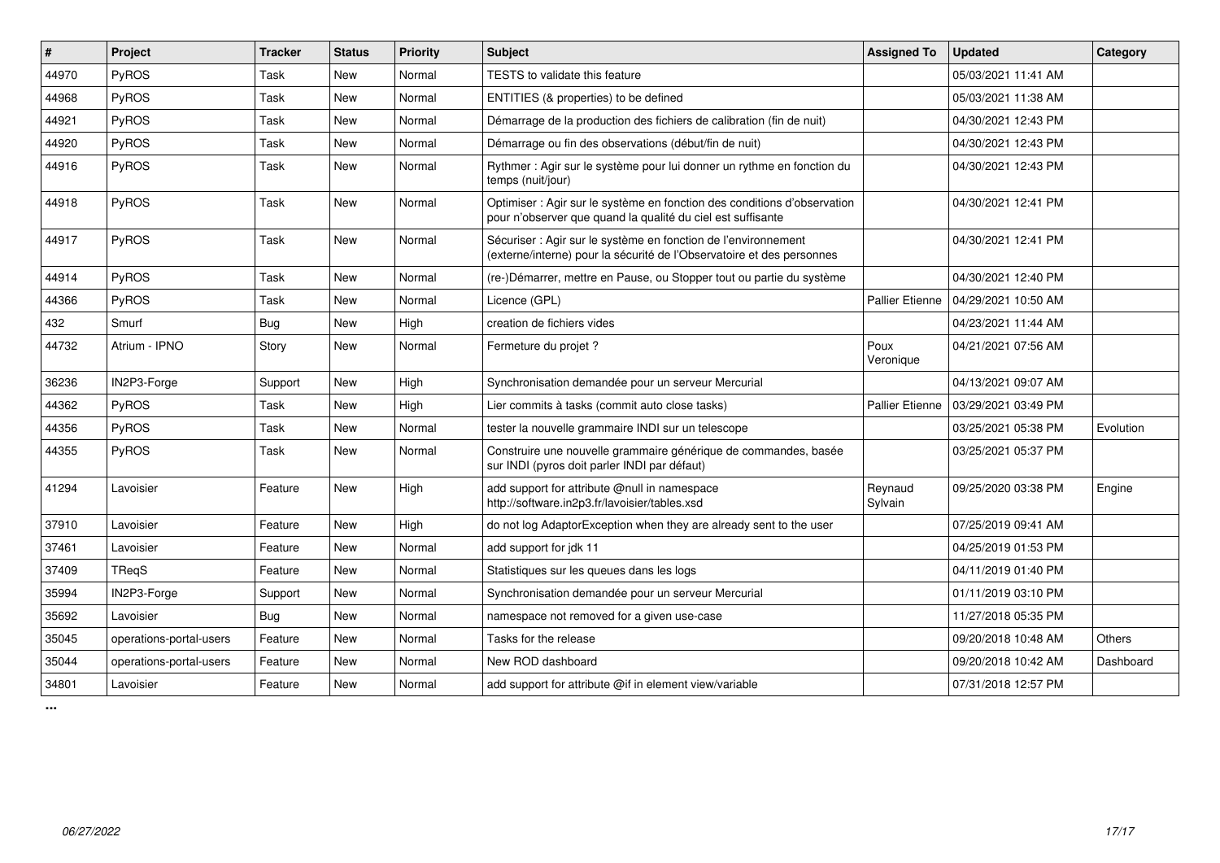| # | Project | Tracker | Status | Priority | Subject | Assigned To | Updated | Category |
|---|---|---|---|---|---|---|---|---|
| 44970 | PyROS | Task | New | Normal | TESTS to validate this feature | | 05/03/2021 11:41 AM | |
| 44968 | PyROS | Task | New | Normal | ENTITIES (& properties) to be defined | | 05/03/2021 11:38 AM | |
| 44921 | PyROS | Task | New | Normal | Démarrage de la production des fichiers de calibration (fin de nuit) | | 04/30/2021 12:43 PM | |
| 44920 | PyROS | Task | New | Normal | Démarrage ou fin des observations (début/fin de nuit) | | 04/30/2021 12:43 PM | |
| 44916 | PyROS | Task | New | Normal | Rythmer : Agir sur le système pour lui donner un rythme en fonction du temps (nuit/jour) | | 04/30/2021 12:43 PM | |
| 44918 | PyROS | Task | New | Normal | Optimiser : Agir sur le système en fonction des conditions d'observation pour n'observer que quand la qualité du ciel est suffisante | | 04/30/2021 12:41 PM | |
| 44917 | PyROS | Task | New | Normal | Sécuriser : Agir sur le système en fonction de l'environnement (externe/interne) pour la sécurité de l'Observatoire et des personnes | | 04/30/2021 12:41 PM | |
| 44914 | PyROS | Task | New | Normal | (re-)Démarrer, mettre en Pause, ou Stopper tout ou partie du système | | 04/30/2021 12:40 PM | |
| 44366 | PyROS | Task | New | Normal | Licence (GPL) | Pallier Etienne | 04/29/2021 10:50 AM | |
| 432 | Smurf | Bug | New | High | creation de fichiers vides | | 04/23/2021 11:44 AM | |
| 44732 | Atrium - IPNO | Story | New | Normal | Fermeture du projet ? | Poux Veronique | 04/21/2021 07:56 AM | |
| 36236 | IN2P3-Forge | Support | New | High | Synchronisation demandée pour un serveur Mercurial | | 04/13/2021 09:07 AM | |
| 44362 | PyROS | Task | New | High | Lier commits à tasks (commit auto close tasks) | Pallier Etienne | 03/29/2021 03:49 PM | |
| 44356 | PyROS | Task | New | Normal | tester la nouvelle grammaire INDI sur un telescope | | 03/25/2021 05:38 PM | Evolution |
| 44355 | PyROS | Task | New | Normal | Construire une nouvelle grammaire générique de commandes, basée sur INDI (pyros doit parler INDI par défaut) | | 03/25/2021 05:37 PM | |
| 41294 | Lavoisier | Feature | New | High | add support for attribute @null in namespace http://software.in2p3.fr/lavoisier/tables.xsd | Reynaud Sylvain | 09/25/2020 03:38 PM | Engine |
| 37910 | Lavoisier | Feature | New | High | do not log AdaptorException when they are already sent to the user | | 07/25/2019 09:41 AM | |
| 37461 | Lavoisier | Feature | New | Normal | add support for jdk 11 | | 04/25/2019 01:53 PM | |
| 37409 | TReqS | Feature | New | Normal | Statistiques sur les queues dans les logs | | 04/11/2019 01:40 PM | |
| 35994 | IN2P3-Forge | Support | New | Normal | Synchronisation demandée pour un serveur Mercurial | | 01/11/2019 03:10 PM | |
| 35692 | Lavoisier | Bug | New | Normal | namespace not removed for a given use-case | | 11/27/2018 05:35 PM | |
| 35045 | operations-portal-users | Feature | New | Normal | Tasks for the release | | 09/20/2018 10:48 AM | Others |
| 35044 | operations-portal-users | Feature | New | Normal | New ROD dashboard | | 09/20/2018 10:42 AM | Dashboard |
| 34801 | Lavoisier | Feature | New | Normal | add support for attribute @if in element view/variable | | 07/31/2018 12:57 PM | |

...